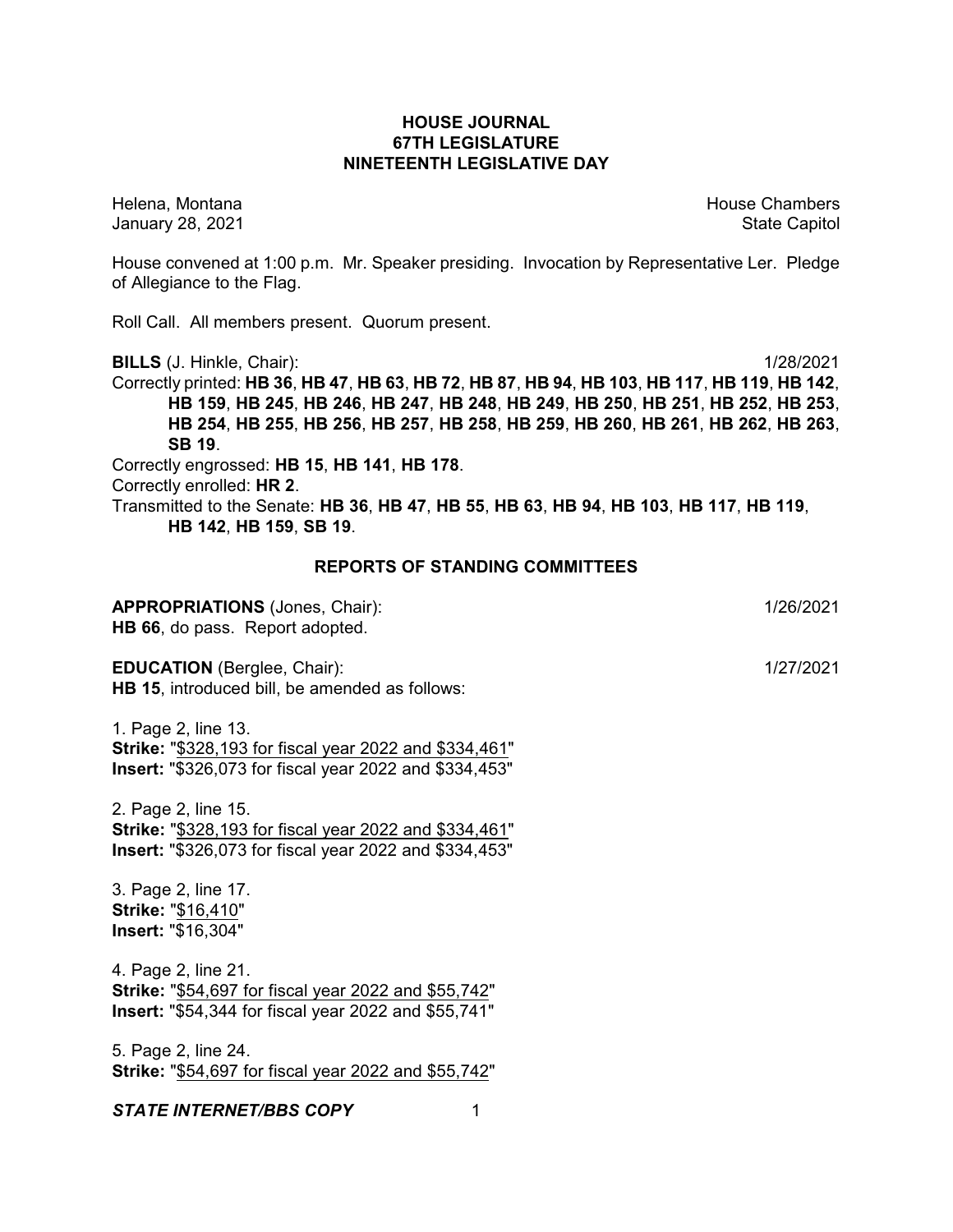**HOUSE JOURNAL**
**67TH LEGISLATURE**
**NINETEENTH LEGISLATIVE DAY**

Helena, Montana
January 28, 2021

House Chambers
State Capitol

House convened at 1:00 p.m. Mr. Speaker presiding. Invocation by Representative Ler. Pledge of Allegiance to the Flag.

Roll Call. All members present. Quorum present.

**BILLS** (J. Hinkle, Chair): 1/28/2021

Correctly printed: **HB 36**, **HB 47**, **HB 63**, **HB 72**, **HB 87**, **HB 94**, **HB 103**, **HB 117**, **HB 119**, **HB 142**, **HB 159**, **HB 245**, **HB 246**, **HB 247**, **HB 248**, **HB 249**, **HB 250**, **HB 251**, **HB 252**, **HB 253**, **HB 254**, **HB 255**, **HB 256**, **HB 257**, **HB 258**, **HB 259**, **HB 260**, **HB 261**, **HB 262**, **HB 263**, **SB 19**.

Correctly engrossed: **HB 15**, **HB 141**, **HB 178**.

Correctly enrolled: **HR 2**.

Transmitted to the Senate: **HB 36**, **HB 47**, **HB 55**, **HB 63**, **HB 94**, **HB 103**, **HB 117**, **HB 119**, **HB 142**, **HB 159**, **SB 19**.

## REPORTS OF STANDING COMMITTEES

**APPROPRIATIONS** (Jones, Chair): 1/26/2021
**HB 66**, do pass. Report adopted.

**EDUCATION** (Berglee, Chair): 1/27/2021
**HB 15**, introduced bill, be amended as follows:

1. Page 2, line 13.
**Strike:** "$328,193 for fiscal year 2022 and $334,461"
**Insert:** "$326,073 for fiscal year 2022 and $334,453"

2. Page 2, line 15.
**Strike:** "$328,193 for fiscal year 2022 and $334,461"
**Insert:** "$326,073 for fiscal year 2022 and $334,453"

3. Page 2, line 17.
**Strike:** "$16,410"
**Insert:** "$16,304"

4. Page 2, line 21.
**Strike:** "$54,697 for fiscal year 2022 and $55,742"
**Insert:** "$54,344 for fiscal year 2022 and $55,741"

5. Page 2, line 24.
**Strike:** "$54,697 for fiscal year 2022 and $55,742"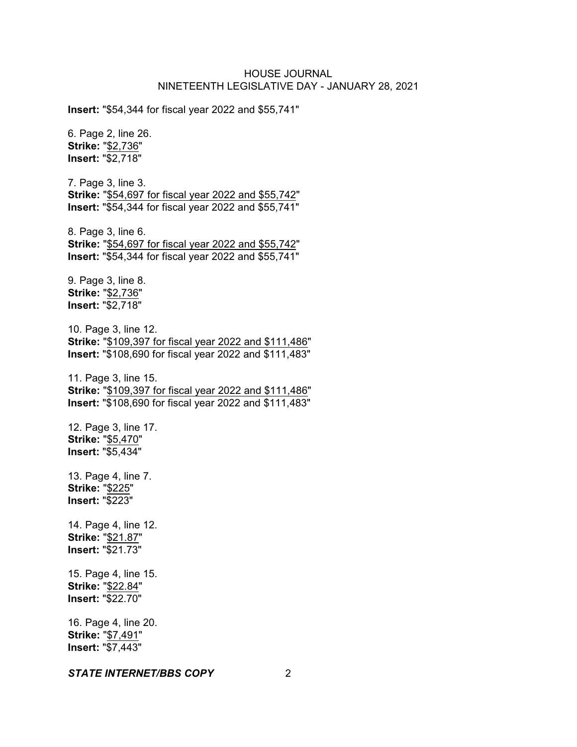**Insert:** "$54,344 for fiscal year 2022 and $55,741"

6. Page 2, line 26.
**Strike:** "<u>$2,736</u>"
**Insert:** "$2,718"

7. Page 3, line 3.
**Strike:** "<u>$54,697 for fiscal year 2022 and $55,742</u>"
**Insert:** "$54,344 for fiscal year 2022 and $55,741"

8. Page 3, line 6.
**Strike:** "<u>$54,697 for fiscal year 2022 and $55,742</u>"
**Insert:** "$54,344 for fiscal year 2022 and $55,741"

9. Page 3, line 8.
**Strike:** "<u>$2,736</u>"
**Insert:** "$2,718"

10. Page 3, line 12.
**Strike:** "<u>$109,397 for fiscal year 2022 and $111,486</u>"
**Insert:** "$108,690 for fiscal year 2022 and $111,483"

11. Page 3, line 15.
**Strike:** "<u>$109,397 for fiscal year 2022 and $111,486</u>"
**Insert:** "$108,690 for fiscal year 2022 and $111,483"

12. Page 3, line 17.
**Strike:** "<u>$5,470</u>"
**Insert:** "$5,434"

13. Page 4, line 7.
**Strike:** "<u>$225</u>"
**Insert:** "$223"

14. Page 4, line 12.
**Strike:** "<u>$21.87</u>"
**Insert:** "$21.73"

15. Page 4, line 15.
**Strike:** "<u>$22.84</u>"
**Insert:** "$22.70"

16. Page 4, line 20.
**Strike:** "<u>$7,491</u>"
**Insert:** "$7,443"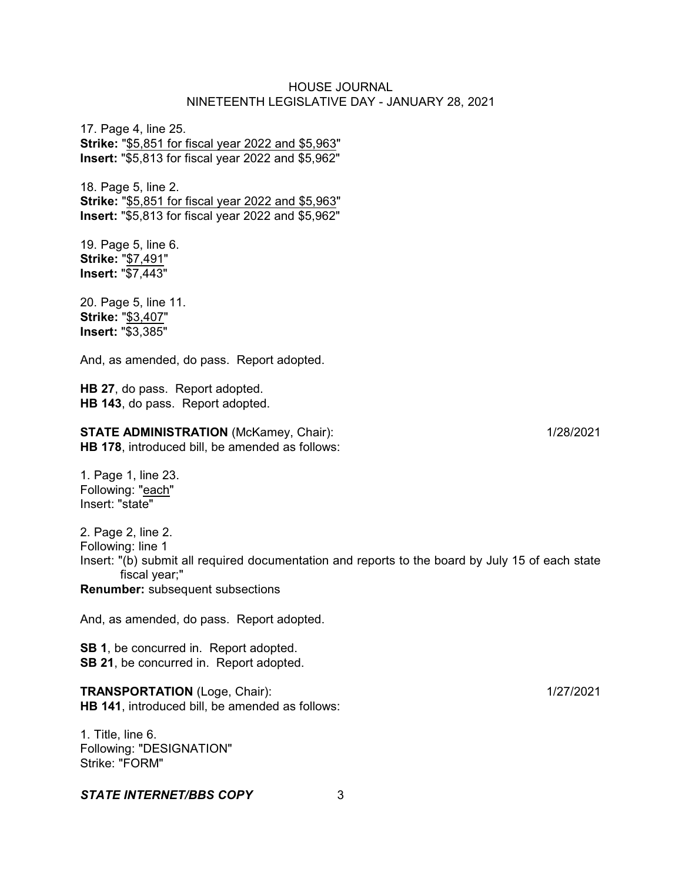17. Page 4, line 25.
**Strike:** "$5,851 for fiscal year 2022 and $5,963"
**Insert:** "$5,813 for fiscal year 2022 and $5,962"

18. Page 5, line 2.
**Strike:** "$5,851 for fiscal year 2022 and $5,963"
**Insert:** "$5,813 for fiscal year 2022 and $5,962"

19. Page 5, line 6.
**Strike:** "$7,491"
**Insert:** "$7,443"

20. Page 5, line 11.
**Strike:** "$3,407"
**Insert:** "$3,385"

And, as amended, do pass. Report adopted.

**HB 27**, do pass. Report adopted.
**HB 143**, do pass. Report adopted.

**STATE ADMINISTRATION** (McKamey, Chair): 1/28/2021
**HB 178**, introduced bill, be amended as follows:

1. Page 1, line 23.
Following: "each"
Insert: "state"

2. Page 2, line 2.
Following: line 1
Insert: "(b) submit all required documentation and reports to the board by July 15 of each state fiscal year;"
**Renumber:** subsequent subsections

And, as amended, do pass. Report adopted.

**SB 1**, be concurred in. Report adopted.
**SB 21**, be concurred in. Report adopted.

**TRANSPORTATION** (Loge, Chair): 1/27/2021
**HB 141**, introduced bill, be amended as follows:

1. Title, line 6.
Following: "DESIGNATION"
Strike: "FORM"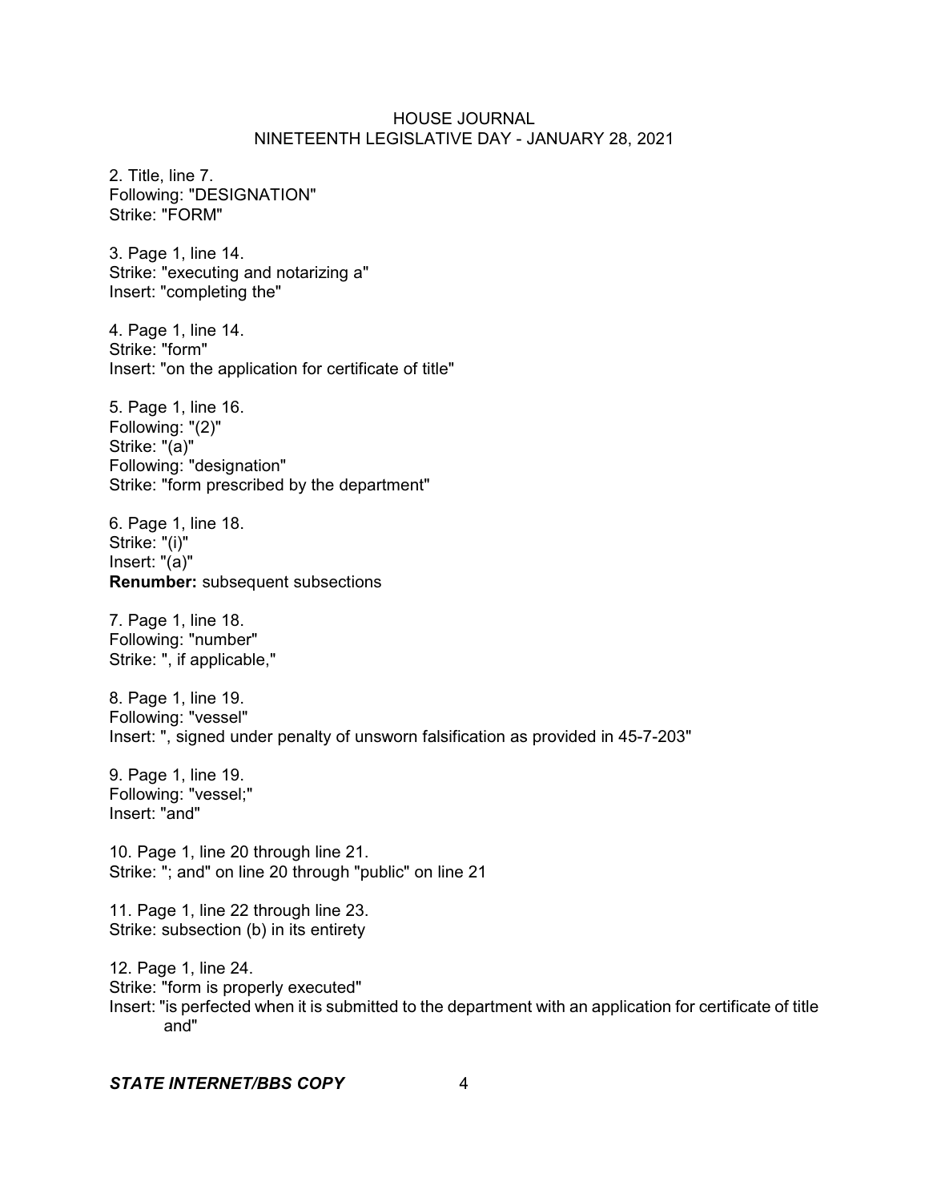2. Title, line 7.
Following: "DESIGNATION"
Strike: "FORM"

3. Page 1, line 14.
Strike: "executing and notarizing a"
Insert: "completing the"

4. Page 1, line 14.
Strike: "form"
Insert: "on the application for certificate of title"

5. Page 1, line 16.
Following: "(2)"
Strike: "(a)"
Following: "designation"
Strike: "form prescribed by the department"

6. Page 1, line 18.
Strike: "(i)"
Insert: "(a)"
**Renumber:** subsequent subsections

7. Page 1, line 18.
Following: "number"
Strike: ", if applicable,"

8. Page 1, line 19.
Following: "vessel"
Insert: ", signed under penalty of unsworn falsification as provided in 45-7-203"

9. Page 1, line 19.
Following: "vessel;"
Insert: "and"

10. Page 1, line 20 through line 21.
Strike: "; and" on line 20 through "public" on line 21

11. Page 1, line 22 through line 23.
Strike: subsection (b) in its entirety

12. Page 1, line 24.
Strike: "form is properly executed"
Insert: "is perfected when it is submitted to the department with an application for certificate of title and"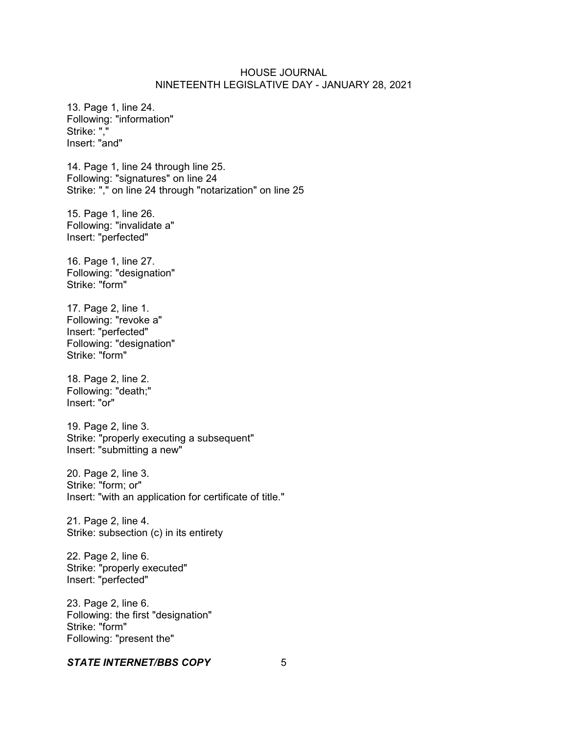13. Page 1, line 24.
Following: "information"
Strike: ","
Insert: "and"

14. Page 1, line 24 through line 25.
Following: "signatures" on line 24
Strike: "," on line 24 through "notarization" on line 25

15. Page 1, line 26.
Following: "invalidate a"
Insert: "perfected"

16. Page 1, line 27.
Following: "designation"
Strike: "form"

17. Page 2, line 1.
Following: "revoke a"
Insert: "perfected"
Following: "designation"
Strike: "form"

18. Page 2, line 2.
Following: "death;"
Insert: "or"

19. Page 2, line 3.
Strike: "properly executing a subsequent"
Insert: "submitting a new"

20. Page 2, line 3.
Strike: "form; or"
Insert: "with an application for certificate of title."

21. Page 2, line 4.
Strike: subsection (c) in its entirety

22. Page 2, line 6.
Strike: "properly executed"
Insert: "perfected"

23. Page 2, line 6.
Following: the first "designation"
Strike: "form"
Following: "present the"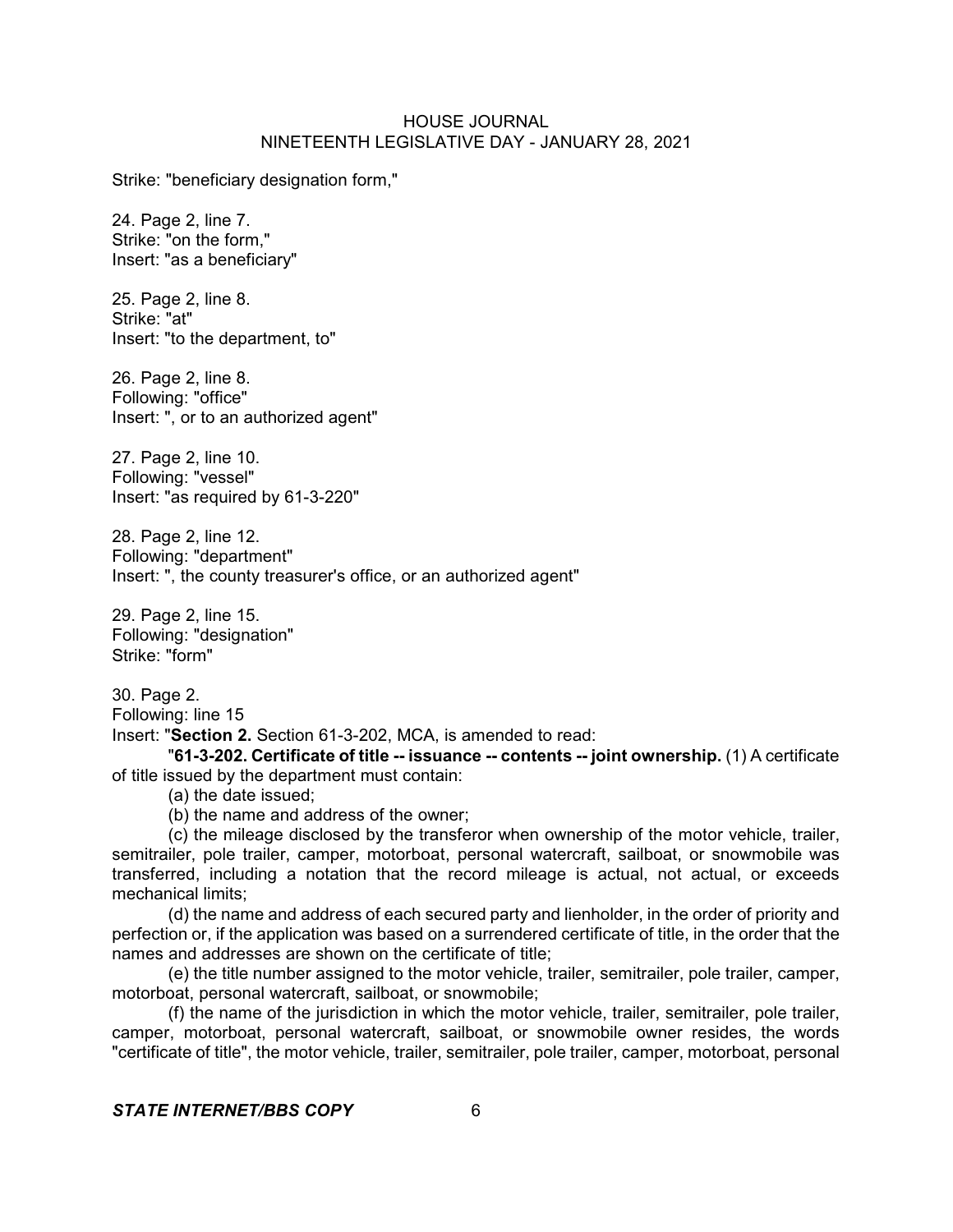Strike: "beneficiary designation form,"

24. Page 2, line 7.
Strike: "on the form,"
Insert: "as a beneficiary"

25. Page 2, line 8.
Strike: "at"
Insert: "to the department, to"

26. Page 2, line 8.
Following: "office"
Insert: ", or to an authorized agent"

27. Page 2, line 10.
Following: "vessel"
Insert: "as required by 61-3-220"

28. Page 2, line 12.
Following: "department"
Insert: ", the county treasurer's office, or an authorized agent"

29. Page 2, line 15.
Following: "designation"
Strike: "form"

30. Page 2.
Following: line 15
Insert: "**Section 2.** Section 61-3-202, MCA, is amended to read:

"**61-3-202. Certificate of title -- issuance -- contents -- joint ownership.** (1) A certificate of title issued by the department must contain:

(a) the date issued;

(b) the name and address of the owner;

(c) the mileage disclosed by the transferor when ownership of the motor vehicle, trailer, semitrailer, pole trailer, camper, motorboat, personal watercraft, sailboat, or snowmobile was transferred, including a notation that the record mileage is actual, not actual, or exceeds mechanical limits;

(d) the name and address of each secured party and lienholder, in the order of priority and perfection or, if the application was based on a surrendered certificate of title, in the order that the names and addresses are shown on the certificate of title;

(e) the title number assigned to the motor vehicle, trailer, semitrailer, pole trailer, camper, motorboat, personal watercraft, sailboat, or snowmobile;

(f) the name of the jurisdiction in which the motor vehicle, trailer, semitrailer, pole trailer, camper, motorboat, personal watercraft, sailboat, or snowmobile owner resides, the words "certificate of title", the motor vehicle, trailer, semitrailer, pole trailer, camper, motorboat, personal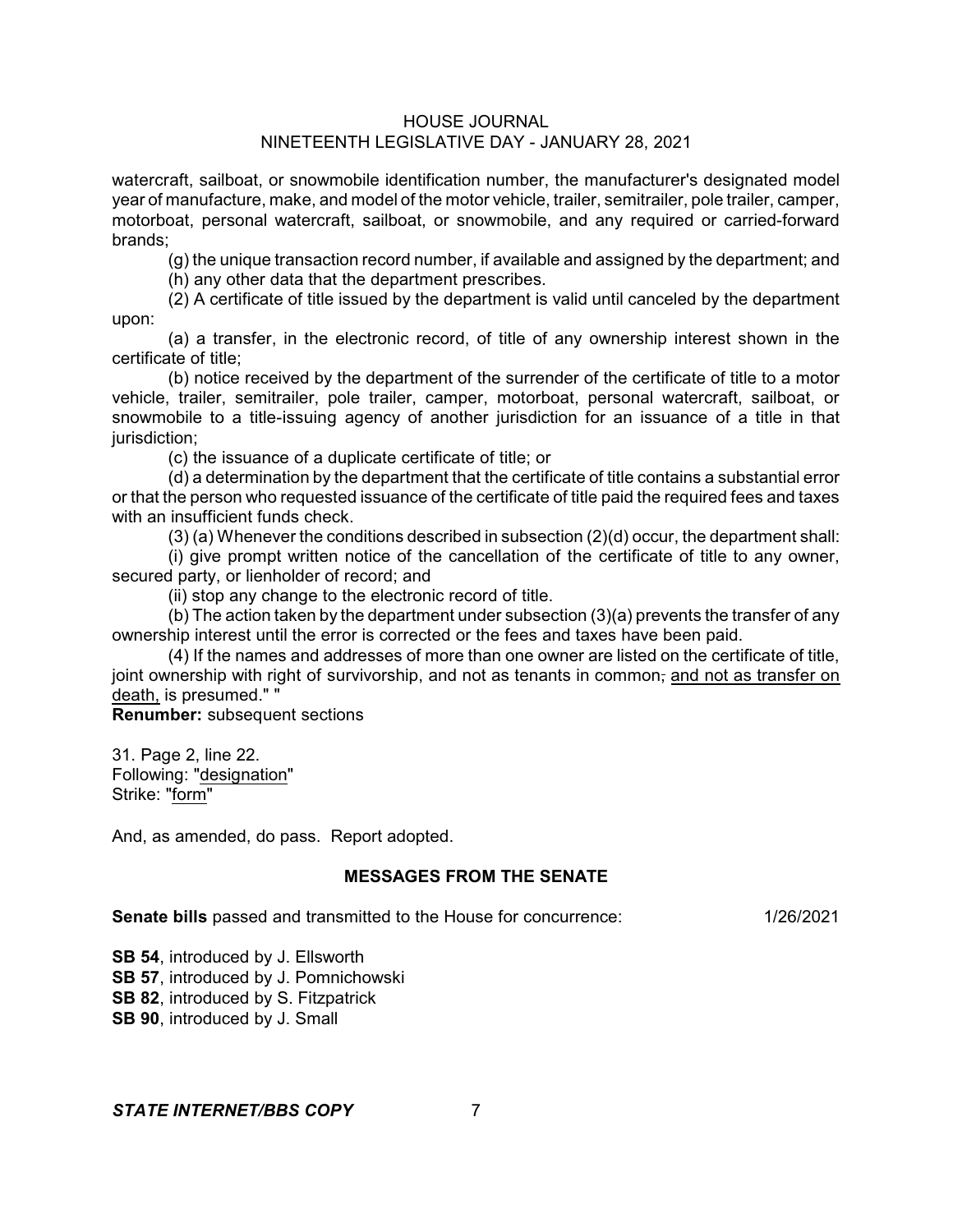watercraft, sailboat, or snowmobile identification number, the manufacturer's designated model year of manufacture, make, and model of the motor vehicle, trailer, semitrailer, pole trailer, camper, motorboat, personal watercraft, sailboat, or snowmobile, and any required or carried-forward brands;

(g) the unique transaction record number, if available and assigned by the department; and

(h) any other data that the department prescribes.

(2) A certificate of title issued by the department is valid until canceled by the department upon:

(a) a transfer, in the electronic record, of title of any ownership interest shown in the certificate of title;

(b) notice received by the department of the surrender of the certificate of title to a motor vehicle, trailer, semitrailer, pole trailer, camper, motorboat, personal watercraft, sailboat, or snowmobile to a title-issuing agency of another jurisdiction for an issuance of a title in that jurisdiction;

(c) the issuance of a duplicate certificate of title; or

(d) a determination by the department that the certificate of title contains a substantial error or that the person who requested issuance of the certificate of title paid the required fees and taxes with an insufficient funds check.

(3) (a) Whenever the conditions described in subsection (2)(d) occur, the department shall:

(i) give prompt written notice of the cancellation of the certificate of title to any owner, secured party, or lienholder of record; and

(ii) stop any change to the electronic record of title.

(b) The action taken by the department under subsection (3)(a) prevents the transfer of any ownership interest until the error is corrected or the fees and taxes have been paid.

(4) If the names and addresses of more than one owner are listed on the certificate of title, joint ownership with right of survivorship, and not as tenants in common~~,~~ and not as transfer on death, is presumed." "

**Renumber:** subsequent sections

31. Page 2, line 22.
Following: "designation"
Strike: "form"

And, as amended, do pass. Report adopted.

## MESSAGES FROM THE SENATE

**Senate bills** passed and transmitted to the House for concurrence: 1/26/2021

**SB 54**, introduced by J. Ellsworth
**SB 57**, introduced by J. Pomnichowski
**SB 82**, introduced by S. Fitzpatrick
**SB 90**, introduced by J. Small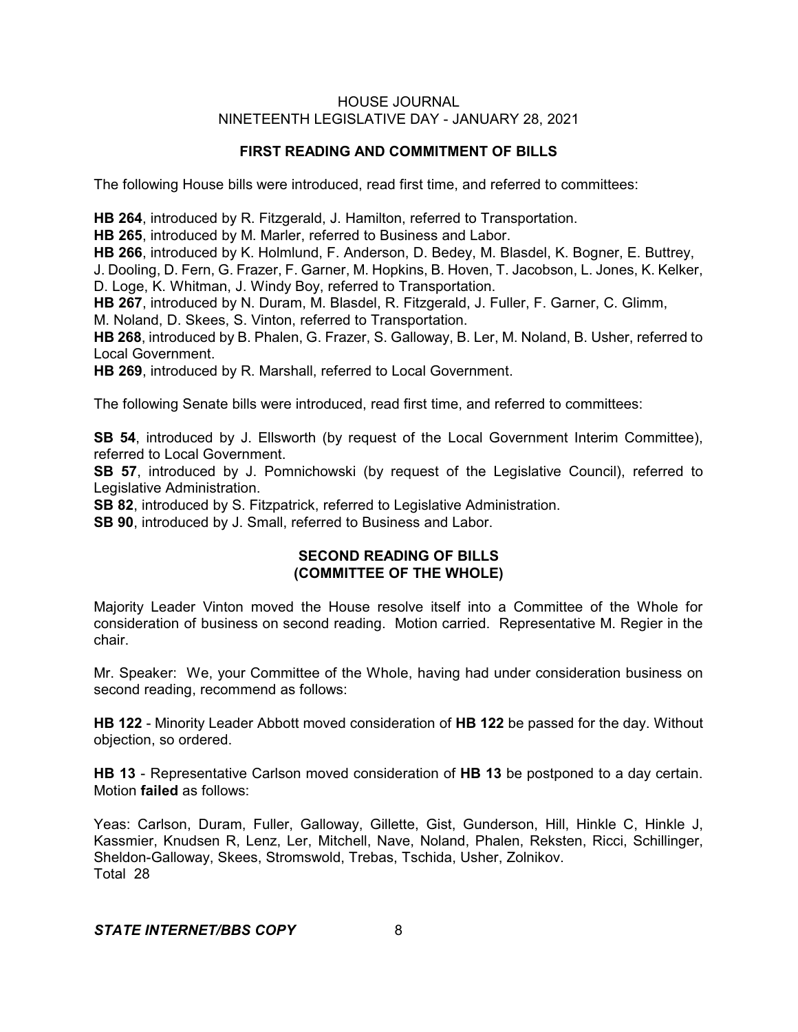## FIRST READING AND COMMITMENT OF BILLS

The following House bills were introduced, read first time, and referred to committees:

**HB 264**, introduced by R. Fitzgerald, J. Hamilton, referred to Transportation.
**HB 265**, introduced by M. Marler, referred to Business and Labor.
**HB 266**, introduced by K. Holmlund, F. Anderson, D. Bedey, M. Blasdel, K. Bogner, E. Buttrey, J. Dooling, D. Fern, G. Frazer, F. Garner, M. Hopkins, B. Hoven, T. Jacobson, L. Jones, K. Kelker, D. Loge, K. Whitman, J. Windy Boy, referred to Transportation.
**HB 267**, introduced by N. Duram, M. Blasdel, R. Fitzgerald, J. Fuller, F. Garner, C. Glimm, M. Noland, D. Skees, S. Vinton, referred to Transportation.
**HB 268**, introduced by B. Phalen, G. Frazer, S. Galloway, B. Ler, M. Noland, B. Usher, referred to Local Government.
**HB 269**, introduced by R. Marshall, referred to Local Government.

The following Senate bills were introduced, read first time, and referred to committees:

**SB 54**, introduced by J. Ellsworth (by request of the Local Government Interim Committee), referred to Local Government.
**SB 57**, introduced by J. Pomnichowski (by request of the Legislative Council), referred to Legislative Administration.
**SB 82**, introduced by S. Fitzpatrick, referred to Legislative Administration.
**SB 90**, introduced by J. Small, referred to Business and Labor.

## SECOND READING OF BILLS (COMMITTEE OF THE WHOLE)

Majority Leader Vinton moved the House resolve itself into a Committee of the Whole for consideration of business on second reading. Motion carried. Representative M. Regier in the chair.

Mr. Speaker: We, your Committee of the Whole, having had under consideration business on second reading, recommend as follows:

**HB 122** - Minority Leader Abbott moved consideration of **HB 122** be passed for the day. Without objection, so ordered.

**HB 13** - Representative Carlson moved consideration of **HB 13** be postponed to a day certain. Motion **failed** as follows:

Yeas: Carlson, Duram, Fuller, Galloway, Gillette, Gist, Gunderson, Hill, Hinkle C, Hinkle J, Kassmier, Knudsen R, Lenz, Ler, Mitchell, Nave, Noland, Phalen, Reksten, Ricci, Schillinger, Sheldon-Galloway, Skees, Stromswold, Trebas, Tschida, Usher, Zolnikov.
Total 28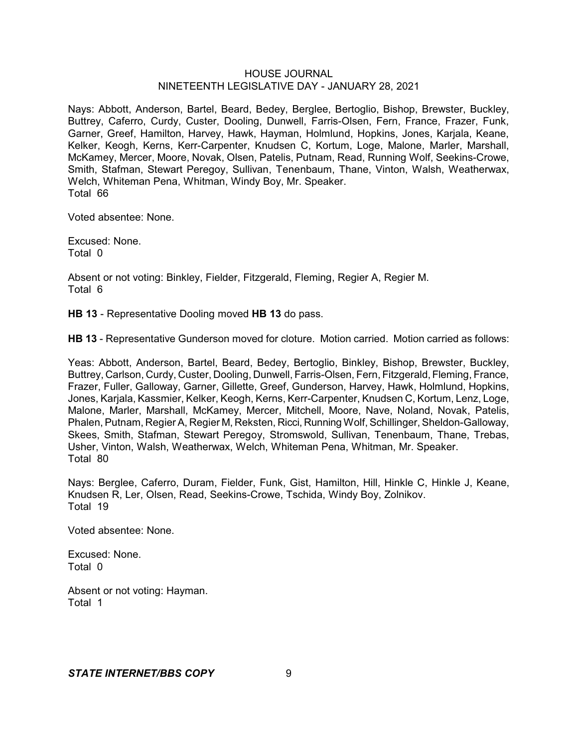Nays: Abbott, Anderson, Bartel, Beard, Bedey, Berglee, Bertoglio, Bishop, Brewster, Buckley, Buttrey, Caferro, Curdy, Custer, Dooling, Dunwell, Farris-Olsen, Fern, France, Frazer, Funk, Garner, Greef, Hamilton, Harvey, Hawk, Hayman, Holmlund, Hopkins, Jones, Karjala, Keane, Kelker, Keogh, Kerns, Kerr-Carpenter, Knudsen C, Kortum, Loge, Malone, Marler, Marshall, McKamey, Mercer, Moore, Novak, Olsen, Patelis, Putnam, Read, Running Wolf, Seekins-Crowe, Smith, Stafman, Stewart Peregoy, Sullivan, Tenenbaum, Thane, Vinton, Walsh, Weatherwax, Welch, Whiteman Pena, Whitman, Windy Boy, Mr. Speaker.
Total 66

Voted absentee: None.

Excused: None.
Total 0

Absent or not voting: Binkley, Fielder, Fitzgerald, Fleming, Regier A, Regier M.
Total 6

**HB 13** - Representative Dooling moved **HB 13** do pass.

**HB 13** - Representative Gunderson moved for cloture. Motion carried. Motion carried as follows:

Yeas: Abbott, Anderson, Bartel, Beard, Bedey, Bertoglio, Binkley, Bishop, Brewster, Buckley, Buttrey, Carlson, Curdy, Custer, Dooling, Dunwell, Farris-Olsen, Fern, Fitzgerald, Fleming, France, Frazer, Fuller, Galloway, Garner, Gillette, Greef, Gunderson, Harvey, Hawk, Holmlund, Hopkins, Jones, Karjala, Kassmier, Kelker, Keogh, Kerns, Kerr-Carpenter, Knudsen C, Kortum, Lenz, Loge, Malone, Marler, Marshall, McKamey, Mercer, Mitchell, Moore, Nave, Noland, Novak, Patelis, Phalen, Putnam, Regier A, Regier M, Reksten, Ricci, Running Wolf, Schillinger, Sheldon-Galloway, Skees, Smith, Stafman, Stewart Peregoy, Stromswold, Sullivan, Tenenbaum, Thane, Trebas, Usher, Vinton, Walsh, Weatherwax, Welch, Whiteman Pena, Whitman, Mr. Speaker.
Total 80

Nays: Berglee, Caferro, Duram, Fielder, Funk, Gist, Hamilton, Hill, Hinkle C, Hinkle J, Keane, Knudsen R, Ler, Olsen, Read, Seekins-Crowe, Tschida, Windy Boy, Zolnikov.
Total 19

Voted absentee: None.

Excused: None.
Total 0

Absent or not voting: Hayman.
Total 1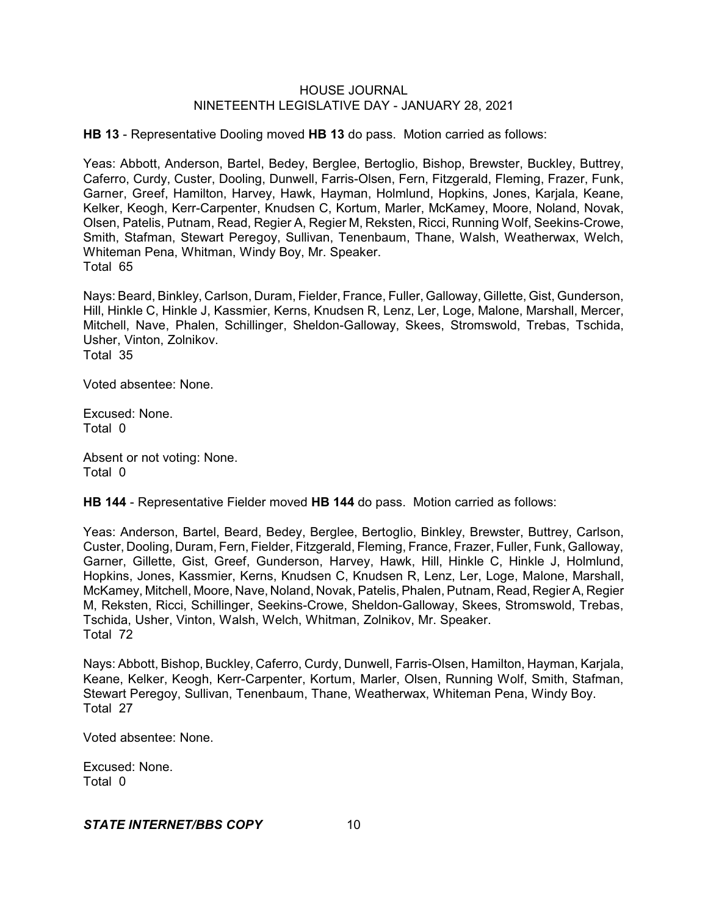**HB 13** - Representative Dooling moved **HB 13** do pass. Motion carried as follows:

Yeas: Abbott, Anderson, Bartel, Bedey, Berglee, Bertoglio, Bishop, Brewster, Buckley, Buttrey, Caferro, Curdy, Custer, Dooling, Dunwell, Farris-Olsen, Fern, Fitzgerald, Fleming, Frazer, Funk, Garner, Greef, Hamilton, Harvey, Hawk, Hayman, Holmlund, Hopkins, Jones, Karjala, Keane, Kelker, Keogh, Kerr-Carpenter, Knudsen C, Kortum, Marler, McKamey, Moore, Noland, Novak, Olsen, Patelis, Putnam, Read, Regier A, Regier M, Reksten, Ricci, Running Wolf, Seekins-Crowe, Smith, Stafman, Stewart Peregoy, Sullivan, Tenenbaum, Thane, Walsh, Weatherwax, Welch, Whiteman Pena, Whitman, Windy Boy, Mr. Speaker.
Total 65

Nays: Beard, Binkley, Carlson, Duram, Fielder, France, Fuller, Galloway, Gillette, Gist, Gunderson, Hill, Hinkle C, Hinkle J, Kassmier, Kerns, Knudsen R, Lenz, Ler, Loge, Malone, Marshall, Mercer, Mitchell, Nave, Phalen, Schillinger, Sheldon-Galloway, Skees, Stromswold, Trebas, Tschida, Usher, Vinton, Zolnikov.
Total 35

Voted absentee: None.

Excused: None.
Total 0

Absent or not voting: None.
Total 0

**HB 144** - Representative Fielder moved **HB 144** do pass. Motion carried as follows:

Yeas: Anderson, Bartel, Beard, Bedey, Berglee, Bertoglio, Binkley, Brewster, Buttrey, Carlson, Custer, Dooling, Duram, Fern, Fielder, Fitzgerald, Fleming, France, Frazer, Fuller, Funk, Galloway, Garner, Gillette, Gist, Greef, Gunderson, Harvey, Hawk, Hill, Hinkle C, Hinkle J, Holmlund, Hopkins, Jones, Kassmier, Kerns, Knudsen C, Knudsen R, Lenz, Ler, Loge, Malone, Marshall, McKamey, Mitchell, Moore, Nave, Noland, Novak, Patelis, Phalen, Putnam, Read, Regier A, Regier M, Reksten, Ricci, Schillinger, Seekins-Crowe, Sheldon-Galloway, Skees, Stromswold, Trebas, Tschida, Usher, Vinton, Walsh, Welch, Whitman, Zolnikov, Mr. Speaker.
Total 72

Nays: Abbott, Bishop, Buckley, Caferro, Curdy, Dunwell, Farris-Olsen, Hamilton, Hayman, Karjala, Keane, Kelker, Keogh, Kerr-Carpenter, Kortum, Marler, Olsen, Running Wolf, Smith, Stafman, Stewart Peregoy, Sullivan, Tenenbaum, Thane, Weatherwax, Whiteman Pena, Windy Boy.
Total 27

Voted absentee: None.

Excused: None.
Total 0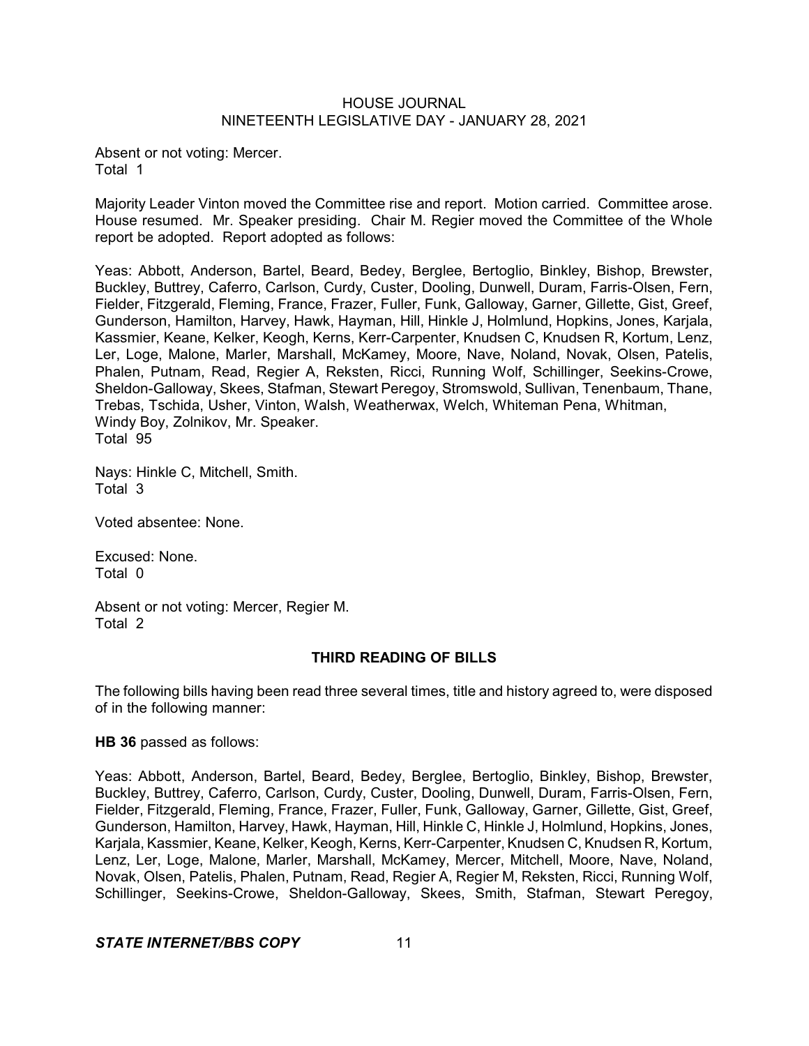Absent or not voting: Mercer.
Total 1

Majority Leader Vinton moved the Committee rise and report. Motion carried. Committee arose. House resumed. Mr. Speaker presiding. Chair M. Regier moved the Committee of the Whole report be adopted. Report adopted as follows:

Yeas: Abbott, Anderson, Bartel, Beard, Bedey, Berglee, Bertoglio, Binkley, Bishop, Brewster, Buckley, Buttrey, Caferro, Carlson, Curdy, Custer, Dooling, Dunwell, Duram, Farris-Olsen, Fern, Fielder, Fitzgerald, Fleming, France, Frazer, Fuller, Funk, Galloway, Garner, Gillette, Gist, Greef, Gunderson, Hamilton, Harvey, Hawk, Hayman, Hill, Hinkle J, Holmlund, Hopkins, Jones, Karjala, Kassmier, Keane, Kelker, Keogh, Kerns, Kerr-Carpenter, Knudsen C, Knudsen R, Kortum, Lenz, Ler, Loge, Malone, Marler, Marshall, McKamey, Moore, Nave, Noland, Novak, Olsen, Patelis, Phalen, Putnam, Read, Regier A, Reksten, Ricci, Running Wolf, Schillinger, Seekins-Crowe, Sheldon-Galloway, Skees, Stafman, Stewart Peregoy, Stromswold, Sullivan, Tenenbaum, Thane, Trebas, Tschida, Usher, Vinton, Walsh, Weatherwax, Welch, Whiteman Pena, Whitman, Windy Boy, Zolnikov, Mr. Speaker.
Total 95

Nays: Hinkle C, Mitchell, Smith.
Total 3

Voted absentee: None.

Excused: None.
Total 0

Absent or not voting: Mercer, Regier M.
Total 2

## THIRD READING OF BILLS

The following bills having been read three several times, title and history agreed to, were disposed of in the following manner:

**HB 36** passed as follows:

Yeas: Abbott, Anderson, Bartel, Beard, Bedey, Berglee, Bertoglio, Binkley, Bishop, Brewster, Buckley, Buttrey, Caferro, Carlson, Curdy, Custer, Dooling, Dunwell, Duram, Farris-Olsen, Fern, Fielder, Fitzgerald, Fleming, France, Frazer, Fuller, Funk, Galloway, Garner, Gillette, Gist, Greef, Gunderson, Hamilton, Harvey, Hawk, Hayman, Hill, Hinkle C, Hinkle J, Holmlund, Hopkins, Jones, Karjala, Kassmier, Keane, Kelker, Keogh, Kerns, Kerr-Carpenter, Knudsen C, Knudsen R, Kortum, Lenz, Ler, Loge, Malone, Marler, Marshall, McKamey, Mercer, Mitchell, Moore, Nave, Noland, Novak, Olsen, Patelis, Phalen, Putnam, Read, Regier A, Regier M, Reksten, Ricci, Running Wolf, Schillinger, Seekins-Crowe, Sheldon-Galloway, Skees, Smith, Stafman, Stewart Peregoy,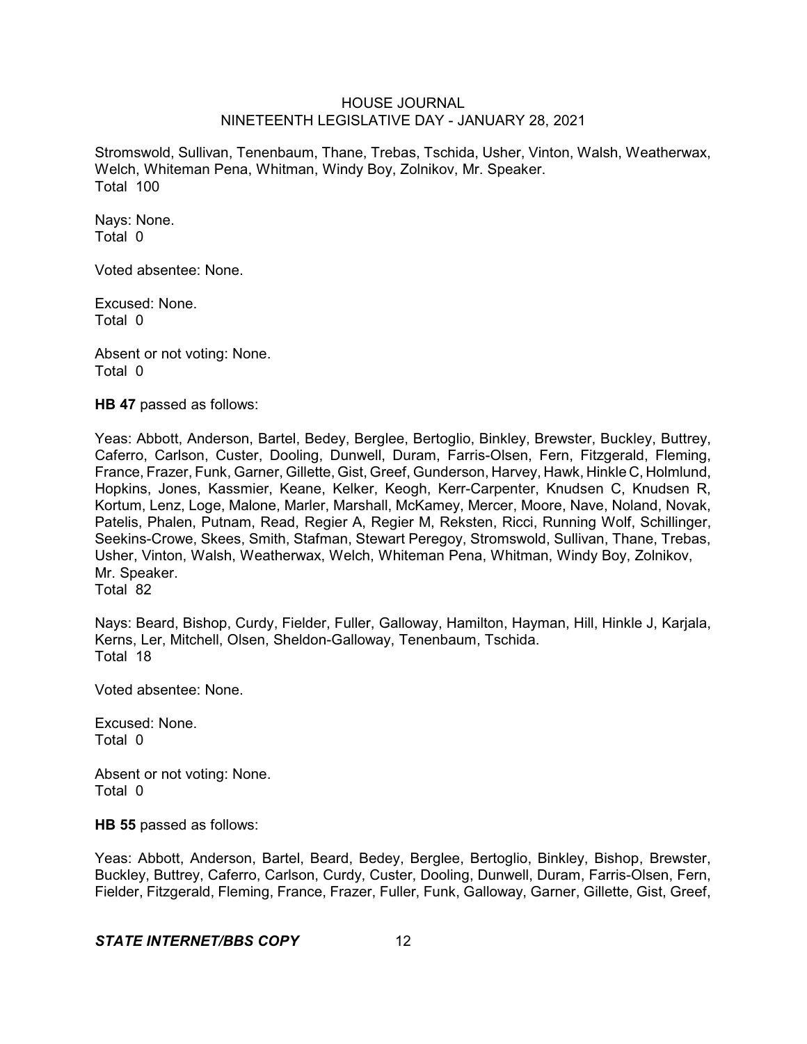Stromswold, Sullivan, Tenenbaum, Thane, Trebas, Tschida, Usher, Vinton, Walsh, Weatherwax, Welch, Whiteman Pena, Whitman, Windy Boy, Zolnikov, Mr. Speaker.
Total 100

Nays: None.
Total 0

Voted absentee: None.

Excused: None.
Total 0

Absent or not voting: None.
Total 0

**HB 47** passed as follows:

Yeas: Abbott, Anderson, Bartel, Bedey, Berglee, Bertoglio, Binkley, Brewster, Buckley, Buttrey, Caferro, Carlson, Custer, Dooling, Dunwell, Duram, Farris-Olsen, Fern, Fitzgerald, Fleming, France, Frazer, Funk, Garner, Gillette, Gist, Greef, Gunderson, Harvey, Hawk, Hinkle C, Holmlund, Hopkins, Jones, Kassmier, Keane, Kelker, Keogh, Kerr-Carpenter, Knudsen C, Knudsen R, Kortum, Lenz, Loge, Malone, Marler, Marshall, McKamey, Mercer, Moore, Nave, Noland, Novak, Patelis, Phalen, Putnam, Read, Regier A, Regier M, Reksten, Ricci, Running Wolf, Schillinger, Seekins-Crowe, Skees, Smith, Stafman, Stewart Peregoy, Stromswold, Sullivan, Thane, Trebas, Usher, Vinton, Walsh, Weatherwax, Welch, Whiteman Pena, Whitman, Windy Boy, Zolnikov, Mr. Speaker.
Total 82

Nays: Beard, Bishop, Curdy, Fielder, Fuller, Galloway, Hamilton, Hayman, Hill, Hinkle J, Karjala, Kerns, Ler, Mitchell, Olsen, Sheldon-Galloway, Tenenbaum, Tschida.
Total 18

Voted absentee: None.

Excused: None.
Total 0

Absent or not voting: None.
Total 0

**HB 55** passed as follows:

Yeas: Abbott, Anderson, Bartel, Beard, Bedey, Berglee, Bertoglio, Binkley, Bishop, Brewster, Buckley, Buttrey, Caferro, Carlson, Curdy, Custer, Dooling, Dunwell, Duram, Farris-Olsen, Fern, Fielder, Fitzgerald, Fleming, France, Frazer, Fuller, Funk, Galloway, Garner, Gillette, Gist, Greef,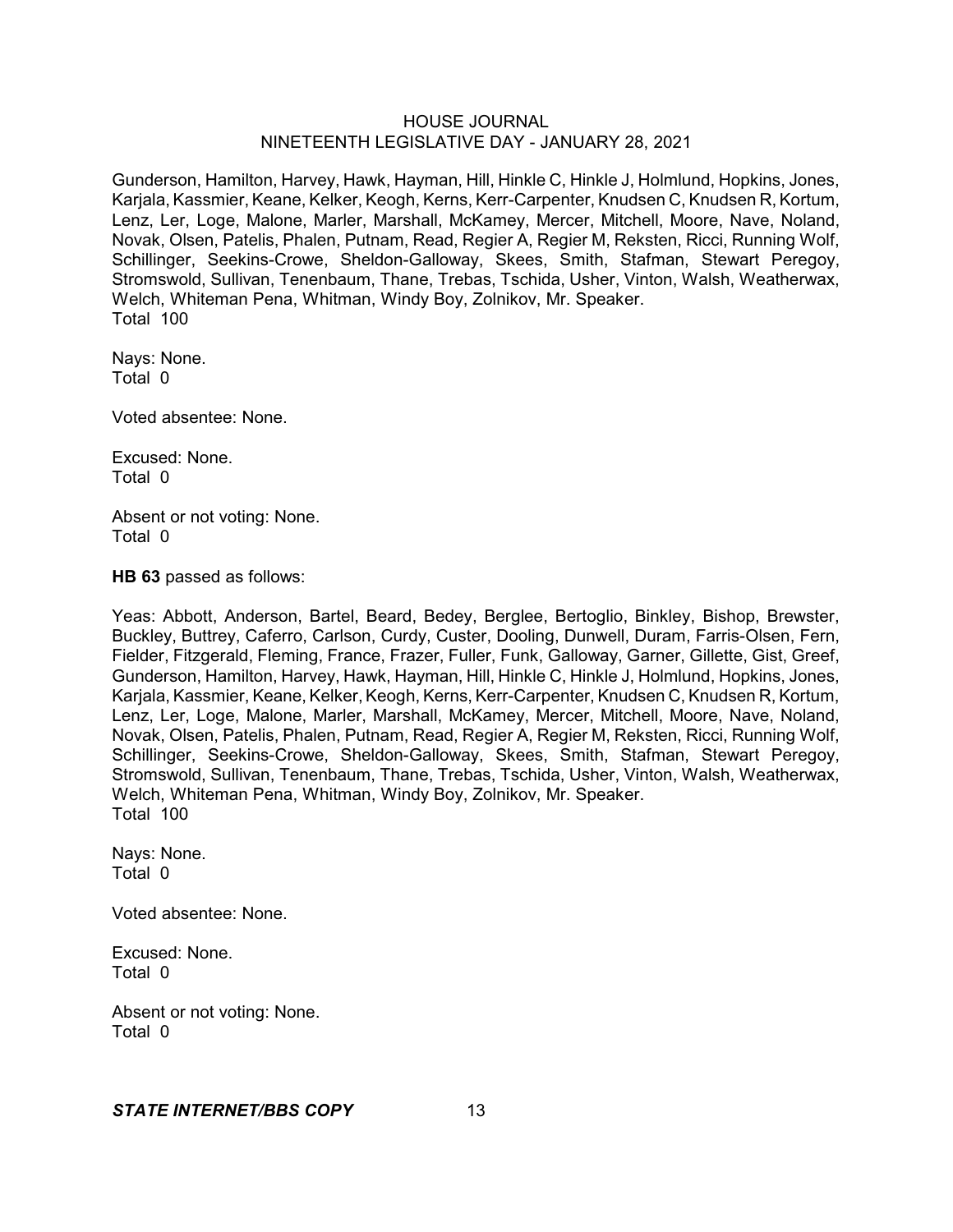Gunderson, Hamilton, Harvey, Hawk, Hayman, Hill, Hinkle C, Hinkle J, Holmlund, Hopkins, Jones, Karjala, Kassmier, Keane, Kelker, Keogh, Kerns, Kerr-Carpenter, Knudsen C, Knudsen R, Kortum, Lenz, Ler, Loge, Malone, Marler, Marshall, McKamey, Mercer, Mitchell, Moore, Nave, Noland, Novak, Olsen, Patelis, Phalen, Putnam, Read, Regier A, Regier M, Reksten, Ricci, Running Wolf, Schillinger, Seekins-Crowe, Sheldon-Galloway, Skees, Smith, Stafman, Stewart Peregoy, Stromswold, Sullivan, Tenenbaum, Thane, Trebas, Tschida, Usher, Vinton, Walsh, Weatherwax, Welch, Whiteman Pena, Whitman, Windy Boy, Zolnikov, Mr. Speaker.
Total 100

Nays: None.
Total 0

Voted absentee: None.

Excused: None.
Total 0

Absent or not voting: None.
Total 0

**HB 63** passed as follows:

Yeas: Abbott, Anderson, Bartel, Beard, Bedey, Berglee, Bertoglio, Binkley, Bishop, Brewster, Buckley, Buttrey, Caferro, Carlson, Curdy, Custer, Dooling, Dunwell, Duram, Farris-Olsen, Fern, Fielder, Fitzgerald, Fleming, France, Frazer, Fuller, Funk, Galloway, Garner, Gillette, Gist, Greef, Gunderson, Hamilton, Harvey, Hawk, Hayman, Hill, Hinkle C, Hinkle J, Holmlund, Hopkins, Jones, Karjala, Kassmier, Keane, Kelker, Keogh, Kerns, Kerr-Carpenter, Knudsen C, Knudsen R, Kortum, Lenz, Ler, Loge, Malone, Marler, Marshall, McKamey, Mercer, Mitchell, Moore, Nave, Noland, Novak, Olsen, Patelis, Phalen, Putnam, Read, Regier A, Regier M, Reksten, Ricci, Running Wolf, Schillinger, Seekins-Crowe, Sheldon-Galloway, Skees, Smith, Stafman, Stewart Peregoy, Stromswold, Sullivan, Tenenbaum, Thane, Trebas, Tschida, Usher, Vinton, Walsh, Weatherwax, Welch, Whiteman Pena, Whitman, Windy Boy, Zolnikov, Mr. Speaker.
Total 100

Nays: None.
Total 0

Voted absentee: None.

Excused: None.
Total 0

Absent or not voting: None.
Total 0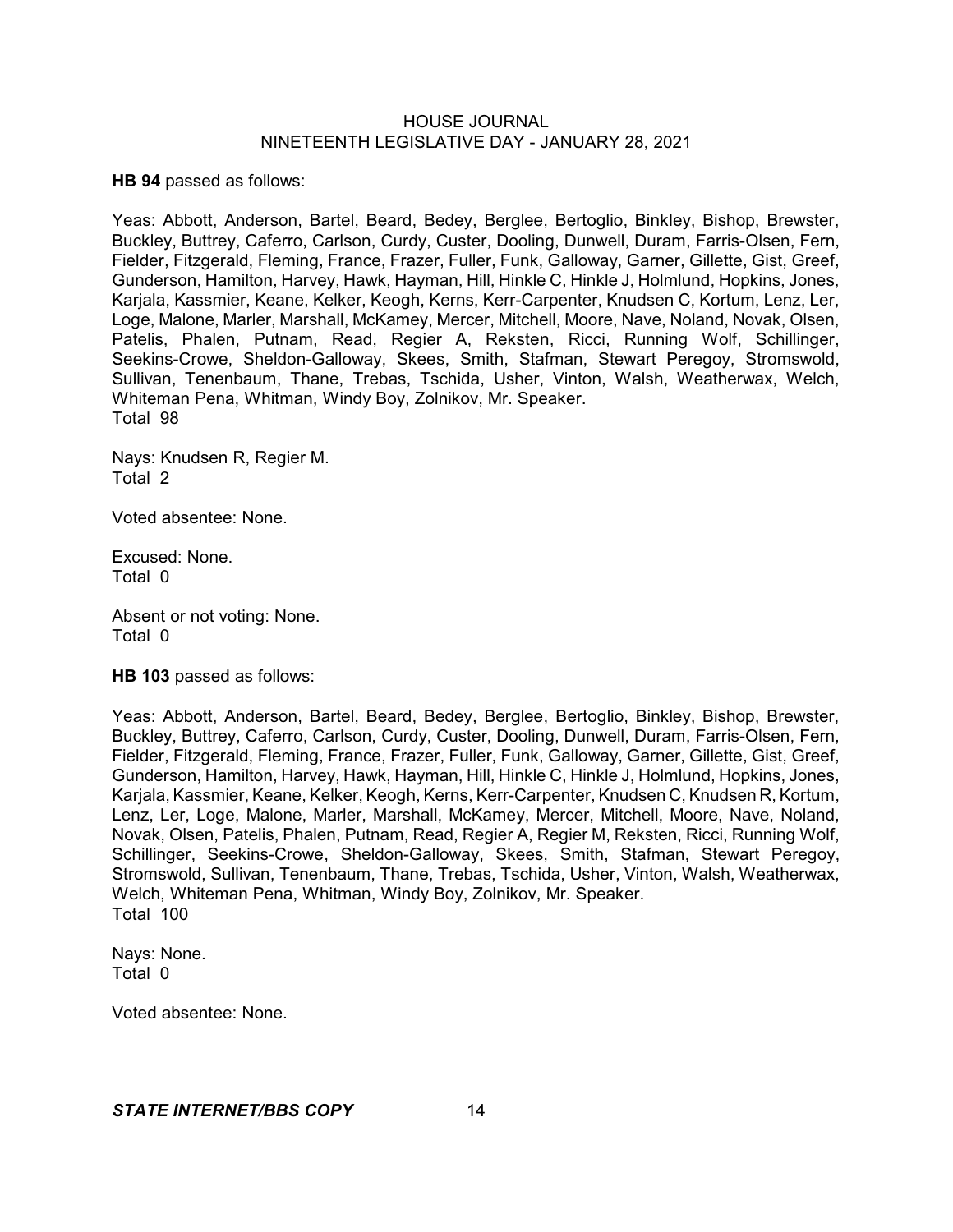**HB 94** passed as follows:

Yeas: Abbott, Anderson, Bartel, Beard, Bedey, Berglee, Bertoglio, Binkley, Bishop, Brewster, Buckley, Buttrey, Caferro, Carlson, Curdy, Custer, Dooling, Dunwell, Duram, Farris-Olsen, Fern, Fielder, Fitzgerald, Fleming, France, Frazer, Fuller, Funk, Galloway, Garner, Gillette, Gist, Greef, Gunderson, Hamilton, Harvey, Hawk, Hayman, Hill, Hinkle C, Hinkle J, Holmlund, Hopkins, Jones, Karjala, Kassmier, Keane, Kelker, Keogh, Kerns, Kerr-Carpenter, Knudsen C, Kortum, Lenz, Ler, Loge, Malone, Marler, Marshall, McKamey, Mercer, Mitchell, Moore, Nave, Noland, Novak, Olsen, Patelis, Phalen, Putnam, Read, Regier A, Reksten, Ricci, Running Wolf, Schillinger, Seekins-Crowe, Sheldon-Galloway, Skees, Smith, Stafman, Stewart Peregoy, Stromswold, Sullivan, Tenenbaum, Thane, Trebas, Tschida, Usher, Vinton, Walsh, Weatherwax, Welch, Whiteman Pena, Whitman, Windy Boy, Zolnikov, Mr. Speaker.
Total 98

Nays: Knudsen R, Regier M.
Total 2

Voted absentee: None.

Excused: None.
Total 0

Absent or not voting: None.
Total 0

**HB 103** passed as follows:

Yeas: Abbott, Anderson, Bartel, Beard, Bedey, Berglee, Bertoglio, Binkley, Bishop, Brewster, Buckley, Buttrey, Caferro, Carlson, Curdy, Custer, Dooling, Dunwell, Duram, Farris-Olsen, Fern, Fielder, Fitzgerald, Fleming, France, Frazer, Fuller, Funk, Galloway, Garner, Gillette, Gist, Greef, Gunderson, Hamilton, Harvey, Hawk, Hayman, Hill, Hinkle C, Hinkle J, Holmlund, Hopkins, Jones, Karjala, Kassmier, Keane, Kelker, Keogh, Kerns, Kerr-Carpenter, Knudsen C, Knudsen R, Kortum, Lenz, Ler, Loge, Malone, Marler, Marshall, McKamey, Mercer, Mitchell, Moore, Nave, Noland, Novak, Olsen, Patelis, Phalen, Putnam, Read, Regier A, Regier M, Reksten, Ricci, Running Wolf, Schillinger, Seekins-Crowe, Sheldon-Galloway, Skees, Smith, Stafman, Stewart Peregoy, Stromswold, Sullivan, Tenenbaum, Thane, Trebas, Tschida, Usher, Vinton, Walsh, Weatherwax, Welch, Whiteman Pena, Whitman, Windy Boy, Zolnikov, Mr. Speaker.
Total 100

Nays: None.
Total 0

Voted absentee: None.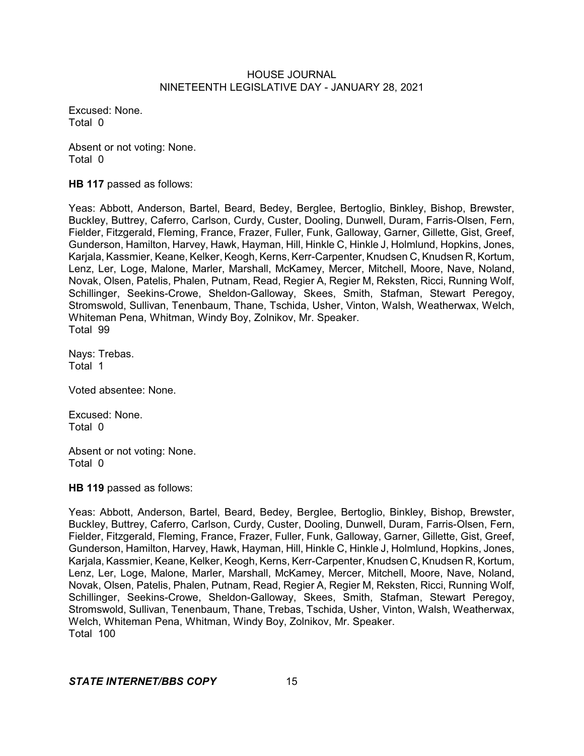Excused: None.
Total 0

Absent or not voting: None.
Total 0

**HB 117** passed as follows:

Yeas: Abbott, Anderson, Bartel, Beard, Bedey, Berglee, Bertoglio, Binkley, Bishop, Brewster, Buckley, Buttrey, Caferro, Carlson, Curdy, Custer, Dooling, Dunwell, Duram, Farris-Olsen, Fern, Fielder, Fitzgerald, Fleming, France, Frazer, Fuller, Funk, Galloway, Garner, Gillette, Gist, Greef, Gunderson, Hamilton, Harvey, Hawk, Hayman, Hill, Hinkle C, Hinkle J, Holmlund, Hopkins, Jones, Karjala, Kassmier, Keane, Kelker, Keogh, Kerns, Kerr-Carpenter, Knudsen C, Knudsen R, Kortum, Lenz, Ler, Loge, Malone, Marler, Marshall, McKamey, Mercer, Mitchell, Moore, Nave, Noland, Novak, Olsen, Patelis, Phalen, Putnam, Read, Regier A, Regier M, Reksten, Ricci, Running Wolf, Schillinger, Seekins-Crowe, Sheldon-Galloway, Skees, Smith, Stafman, Stewart Peregoy, Stromswold, Sullivan, Tenenbaum, Thane, Tschida, Usher, Vinton, Walsh, Weatherwax, Welch, Whiteman Pena, Whitman, Windy Boy, Zolnikov, Mr. Speaker.
Total 99

Nays: Trebas.
Total 1

Voted absentee: None.

Excused: None.
Total 0

Absent or not voting: None.
Total 0

**HB 119** passed as follows:

Yeas: Abbott, Anderson, Bartel, Beard, Bedey, Berglee, Bertoglio, Binkley, Bishop, Brewster, Buckley, Buttrey, Caferro, Carlson, Curdy, Custer, Dooling, Dunwell, Duram, Farris-Olsen, Fern, Fielder, Fitzgerald, Fleming, France, Frazer, Fuller, Funk, Galloway, Garner, Gillette, Gist, Greef, Gunderson, Hamilton, Harvey, Hawk, Hayman, Hill, Hinkle C, Hinkle J, Holmlund, Hopkins, Jones, Karjala, Kassmier, Keane, Kelker, Keogh, Kerns, Kerr-Carpenter, Knudsen C, Knudsen R, Kortum, Lenz, Ler, Loge, Malone, Marler, Marshall, McKamey, Mercer, Mitchell, Moore, Nave, Noland, Novak, Olsen, Patelis, Phalen, Putnam, Read, Regier A, Regier M, Reksten, Ricci, Running Wolf, Schillinger, Seekins-Crowe, Sheldon-Galloway, Skees, Smith, Stafman, Stewart Peregoy, Stromswold, Sullivan, Tenenbaum, Thane, Trebas, Tschida, Usher, Vinton, Walsh, Weatherwax, Welch, Whiteman Pena, Whitman, Windy Boy, Zolnikov, Mr. Speaker.
Total 100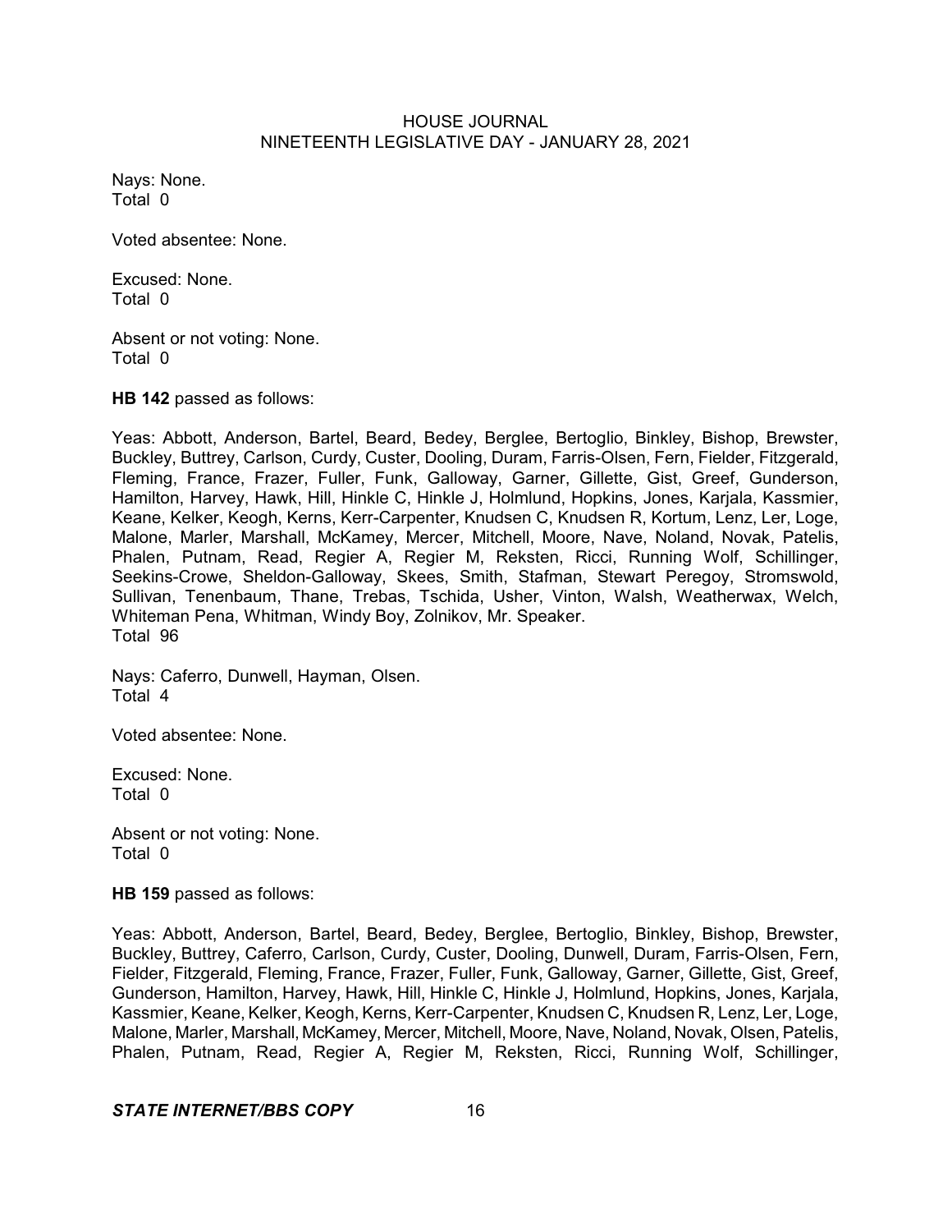Nays: None.
Total 0

Voted absentee: None.

Excused: None.
Total 0

Absent or not voting: None.
Total 0

**HB 142** passed as follows:

Yeas: Abbott, Anderson, Bartel, Beard, Bedey, Berglee, Bertoglio, Binkley, Bishop, Brewster, Buckley, Buttrey, Carlson, Curdy, Custer, Dooling, Duram, Farris-Olsen, Fern, Fielder, Fitzgerald, Fleming, France, Frazer, Fuller, Funk, Galloway, Garner, Gillette, Gist, Greef, Gunderson, Hamilton, Harvey, Hawk, Hill, Hinkle C, Hinkle J, Holmlund, Hopkins, Jones, Karjala, Kassmier, Keane, Kelker, Keogh, Kerns, Kerr-Carpenter, Knudsen C, Knudsen R, Kortum, Lenz, Ler, Loge, Malone, Marler, Marshall, McKamey, Mercer, Mitchell, Moore, Nave, Noland, Novak, Patelis, Phalen, Putnam, Read, Regier A, Regier M, Reksten, Ricci, Running Wolf, Schillinger, Seekins-Crowe, Sheldon-Galloway, Skees, Smith, Stafman, Stewart Peregoy, Stromswold, Sullivan, Tenenbaum, Thane, Trebas, Tschida, Usher, Vinton, Walsh, Weatherwax, Welch, Whiteman Pena, Whitman, Windy Boy, Zolnikov, Mr. Speaker.
Total 96

Nays: Caferro, Dunwell, Hayman, Olsen.
Total 4

Voted absentee: None.

Excused: None.
Total 0

Absent or not voting: None.
Total 0

**HB 159** passed as follows:

Yeas: Abbott, Anderson, Bartel, Beard, Bedey, Berglee, Bertoglio, Binkley, Bishop, Brewster, Buckley, Buttrey, Caferro, Carlson, Curdy, Custer, Dooling, Dunwell, Duram, Farris-Olsen, Fern, Fielder, Fitzgerald, Fleming, France, Frazer, Fuller, Funk, Galloway, Garner, Gillette, Gist, Greef, Gunderson, Hamilton, Harvey, Hawk, Hill, Hinkle C, Hinkle J, Holmlund, Hopkins, Jones, Karjala, Kassmier, Keane, Kelker, Keogh, Kerns, Kerr-Carpenter, Knudsen C, Knudsen R, Lenz, Ler, Loge, Malone, Marler, Marshall, McKamey, Mercer, Mitchell, Moore, Nave, Noland, Novak, Olsen, Patelis, Phalen, Putnam, Read, Regier A, Regier M, Reksten, Ricci, Running Wolf, Schillinger,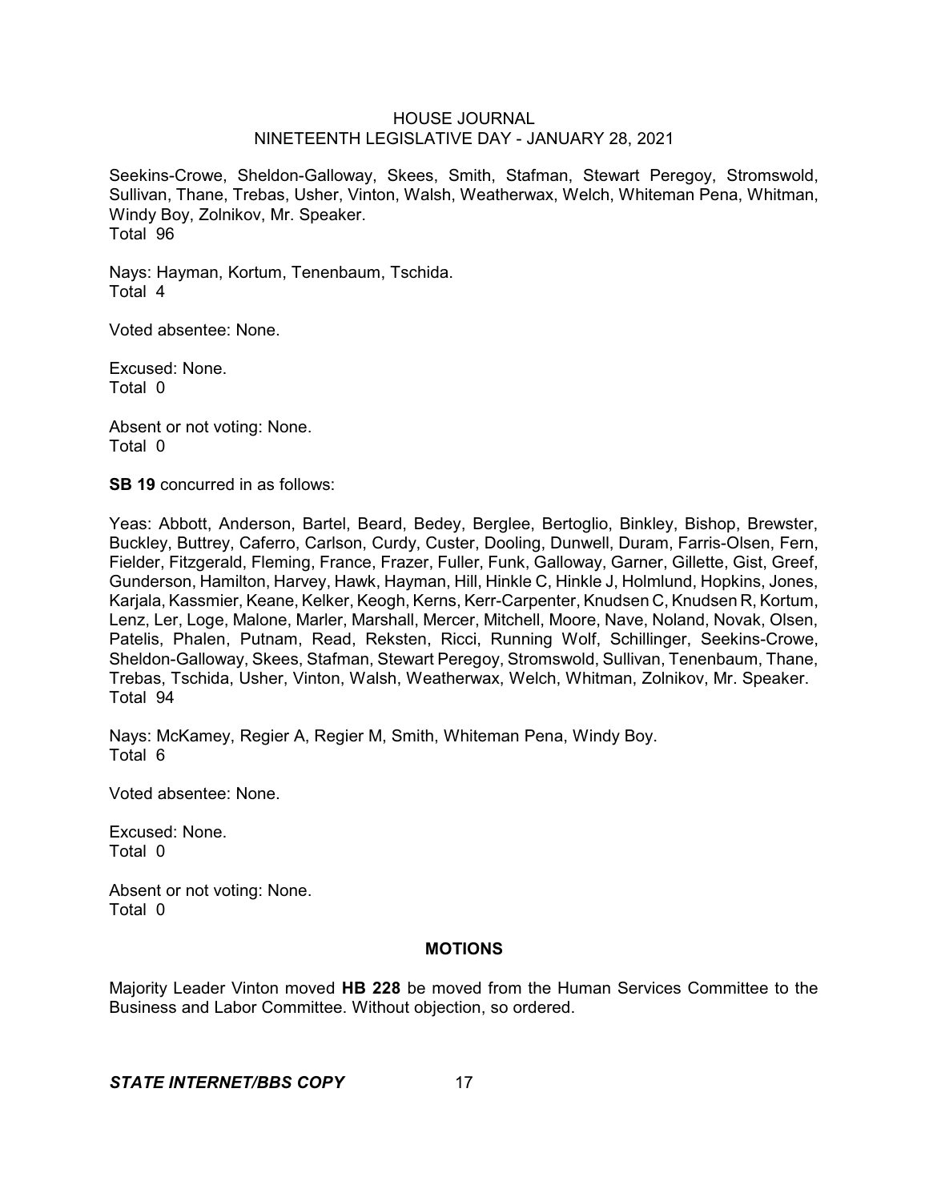Seekins-Crowe, Sheldon-Galloway, Skees, Smith, Stafman, Stewart Peregoy, Stromswold, Sullivan, Thane, Trebas, Usher, Vinton, Walsh, Weatherwax, Welch, Whiteman Pena, Whitman, Windy Boy, Zolnikov, Mr. Speaker.
Total 96

Nays: Hayman, Kortum, Tenenbaum, Tschida.
Total 4

Voted absentee: None.

Excused: None.
Total 0

Absent or not voting: None.
Total 0

**SB 19** concurred in as follows:

Yeas: Abbott, Anderson, Bartel, Beard, Bedey, Berglee, Bertoglio, Binkley, Bishop, Brewster, Buckley, Buttrey, Caferro, Carlson, Curdy, Custer, Dooling, Dunwell, Duram, Farris-Olsen, Fern, Fielder, Fitzgerald, Fleming, France, Frazer, Fuller, Funk, Galloway, Garner, Gillette, Gist, Greef, Gunderson, Hamilton, Harvey, Hawk, Hayman, Hill, Hinkle C, Hinkle J, Holmlund, Hopkins, Jones, Karjala, Kassmier, Keane, Kelker, Keogh, Kerns, Kerr-Carpenter, Knudsen C, Knudsen R, Kortum, Lenz, Ler, Loge, Malone, Marler, Marshall, Mercer, Mitchell, Moore, Nave, Noland, Novak, Olsen, Patelis, Phalen, Putnam, Read, Reksten, Ricci, Running Wolf, Schillinger, Seekins-Crowe, Sheldon-Galloway, Skees, Stafman, Stewart Peregoy, Stromswold, Sullivan, Tenenbaum, Thane, Trebas, Tschida, Usher, Vinton, Walsh, Weatherwax, Welch, Whitman, Zolnikov, Mr. Speaker.
Total 94

Nays: McKamey, Regier A, Regier M, Smith, Whiteman Pena, Windy Boy.
Total 6

Voted absentee: None.

Excused: None.
Total 0

Absent or not voting: None.
Total 0

## MOTIONS

Majority Leader Vinton moved **HB 228** be moved from the Human Services Committee to the Business and Labor Committee. Without objection, so ordered.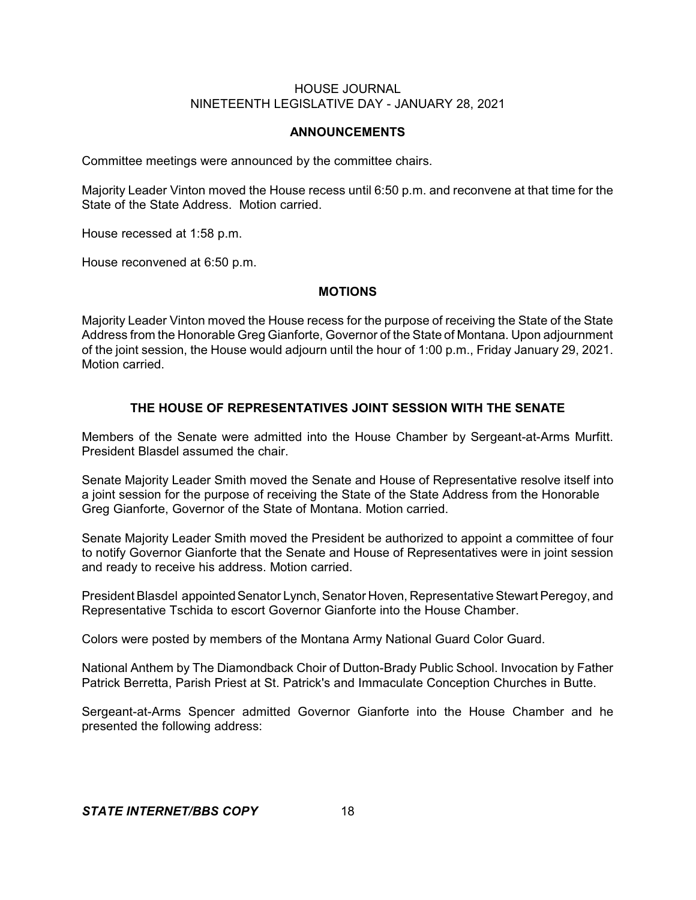## ANNOUNCEMENTS

Committee meetings were announced by the committee chairs.

Majority Leader Vinton moved the House recess until 6:50 p.m. and reconvene at that time for the State of the State Address. Motion carried.

House recessed at 1:58 p.m.

House reconvened at 6:50 p.m.

## MOTIONS

Majority Leader Vinton moved the House recess for the purpose of receiving the State of the State Address from the Honorable Greg Gianforte, Governor of the State of Montana. Upon adjournment of the joint session, the House would adjourn until the hour of 1:00 p.m., Friday January 29, 2021. Motion carried.

## THE HOUSE OF REPRESENTATIVES JOINT SESSION WITH THE SENATE

Members of the Senate were admitted into the House Chamber by Sergeant-at-Arms Murfitt. President Blasdel assumed the chair.

Senate Majority Leader Smith moved the Senate and House of Representative resolve itself into a joint session for the purpose of receiving the State of the State Address from the Honorable Greg Gianforte, Governor of the State of Montana. Motion carried.

Senate Majority Leader Smith moved the President be authorized to appoint a committee of four to notify Governor Gianforte that the Senate and House of Representatives were in joint session and ready to receive his address. Motion carried.

President Blasdel appointed Senator Lynch, Senator Hoven, Representative Stewart Peregoy, and Representative Tschida to escort Governor Gianforte into the House Chamber.

Colors were posted by members of the Montana Army National Guard Color Guard.

National Anthem by The Diamondback Choir of Dutton-Brady Public School. Invocation by Father Patrick Berretta, Parish Priest at St. Patrick's and Immaculate Conception Churches in Butte.

Sergeant-at-Arms Spencer admitted Governor Gianforte into the House Chamber and he presented the following address: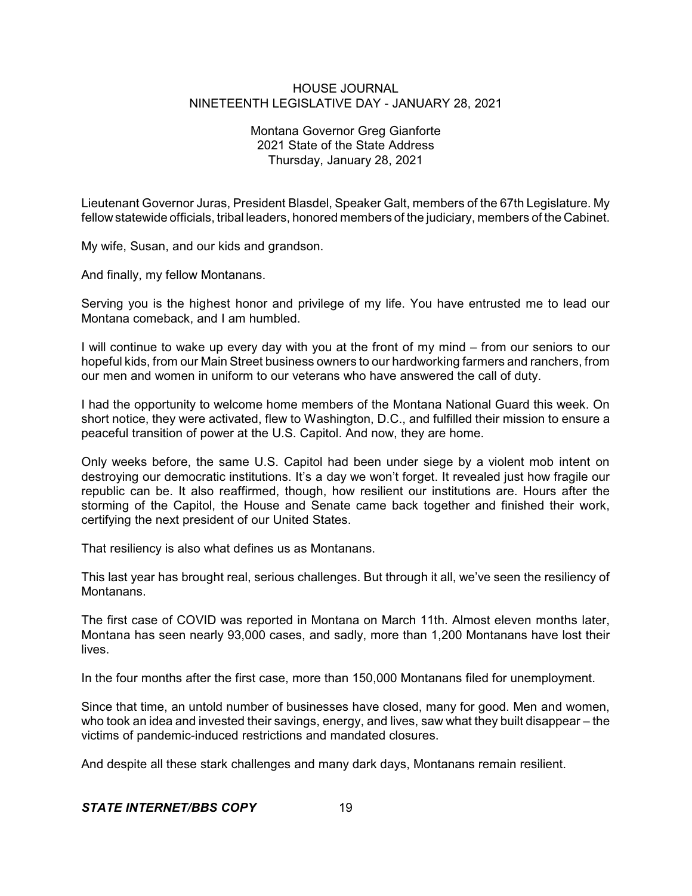HOUSE JOURNAL
NINETEENTH LEGISLATIVE DAY - JANUARY 28, 2021

Montana Governor Greg Gianforte
2021 State of the State Address
Thursday, January 28, 2021

Lieutenant Governor Juras, President Blasdel, Speaker Galt, members of the 67th Legislature. My fellow statewide officials, tribal leaders, honored members of the judiciary, members of the Cabinet.

My wife, Susan, and our kids and grandson.

And finally, my fellow Montanans.

Serving you is the highest honor and privilege of my life. You have entrusted me to lead our Montana comeback, and I am humbled.

I will continue to wake up every day with you at the front of my mind – from our seniors to our hopeful kids, from our Main Street business owners to our hardworking farmers and ranchers, from our men and women in uniform to our veterans who have answered the call of duty.

I had the opportunity to welcome home members of the Montana National Guard this week. On short notice, they were activated, flew to Washington, D.C., and fulfilled their mission to ensure a peaceful transition of power at the U.S. Capitol. And now, they are home.

Only weeks before, the same U.S. Capitol had been under siege by a violent mob intent on destroying our democratic institutions. It's a day we won't forget. It revealed just how fragile our republic can be. It also reaffirmed, though, how resilient our institutions are. Hours after the storming of the Capitol, the House and Senate came back together and finished their work, certifying the next president of our United States.

That resiliency is also what defines us as Montanans.

This last year has brought real, serious challenges. But through it all, we've seen the resiliency of Montanans.

The first case of COVID was reported in Montana on March 11th. Almost eleven months later, Montana has seen nearly 93,000 cases, and sadly, more than 1,200 Montanans have lost their lives.

In the four months after the first case, more than 150,000 Montanans filed for unemployment.

Since that time, an untold number of businesses have closed, many for good. Men and women, who took an idea and invested their savings, energy, and lives, saw what they built disappear – the victims of pandemic-induced restrictions and mandated closures.

And despite all these stark challenges and many dark days, Montanans remain resilient.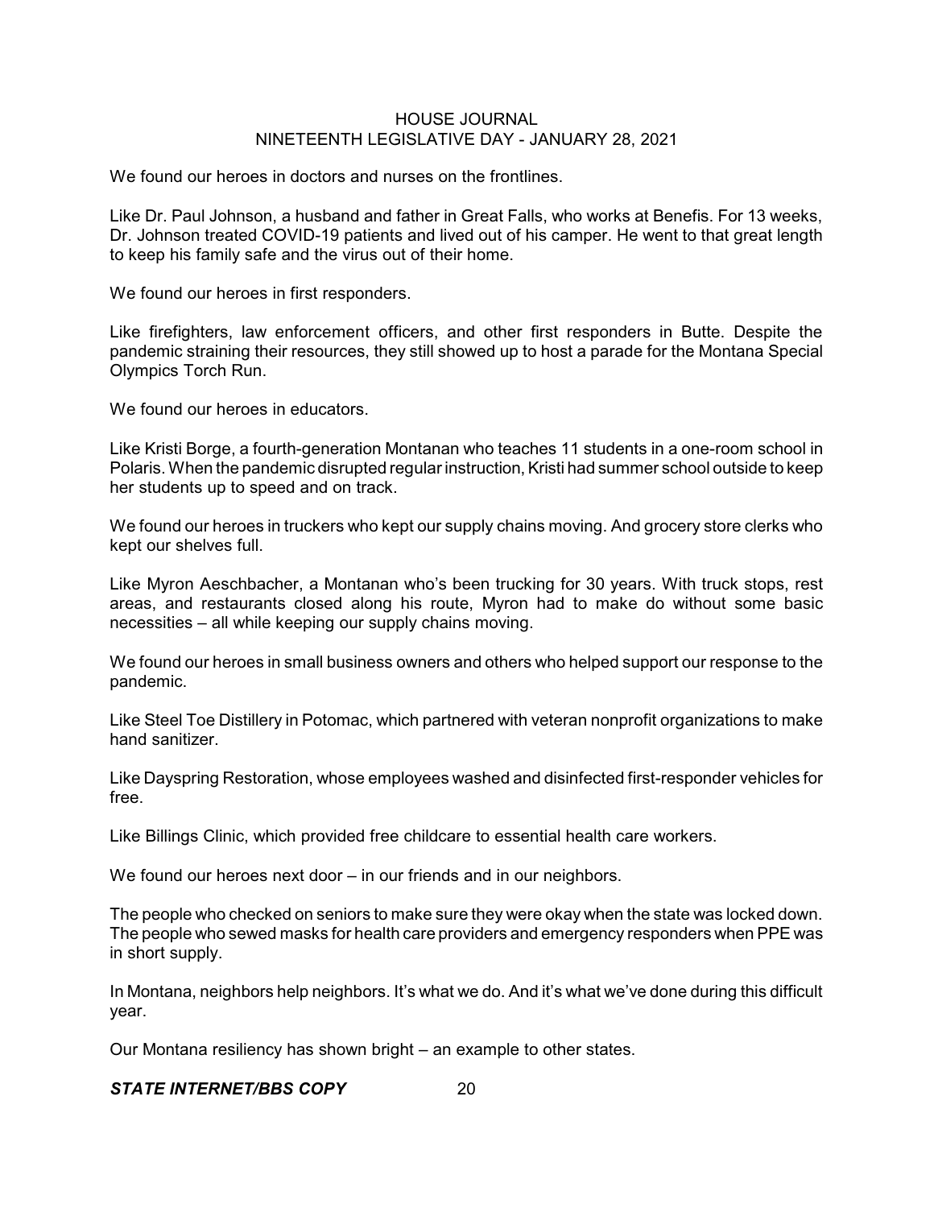We found our heroes in doctors and nurses on the frontlines.

Like Dr. Paul Johnson, a husband and father in Great Falls, who works at Benefis. For 13 weeks, Dr. Johnson treated COVID-19 patients and lived out of his camper. He went to that great length to keep his family safe and the virus out of their home.

We found our heroes in first responders.

Like firefighters, law enforcement officers, and other first responders in Butte. Despite the pandemic straining their resources, they still showed up to host a parade for the Montana Special Olympics Torch Run.

We found our heroes in educators.

Like Kristi Borge, a fourth-generation Montanan who teaches 11 students in a one-room school in Polaris. When the pandemic disrupted regular instruction, Kristi had summer school outside to keep her students up to speed and on track.

We found our heroes in truckers who kept our supply chains moving. And grocery store clerks who kept our shelves full.

Like Myron Aeschbacher, a Montanan who's been trucking for 30 years. With truck stops, rest areas, and restaurants closed along his route, Myron had to make do without some basic necessities – all while keeping our supply chains moving.

We found our heroes in small business owners and others who helped support our response to the pandemic.

Like Steel Toe Distillery in Potomac, which partnered with veteran nonprofit organizations to make hand sanitizer.

Like Dayspring Restoration, whose employees washed and disinfected first-responder vehicles for free.

Like Billings Clinic, which provided free childcare to essential health care workers.

We found our heroes next door – in our friends and in our neighbors.

The people who checked on seniors to make sure they were okay when the state was locked down. The people who sewed masks for health care providers and emergency responders when PPE was in short supply.

In Montana, neighbors help neighbors. It's what we do. And it's what we've done during this difficult year.

Our Montana resiliency has shown bright – an example to other states.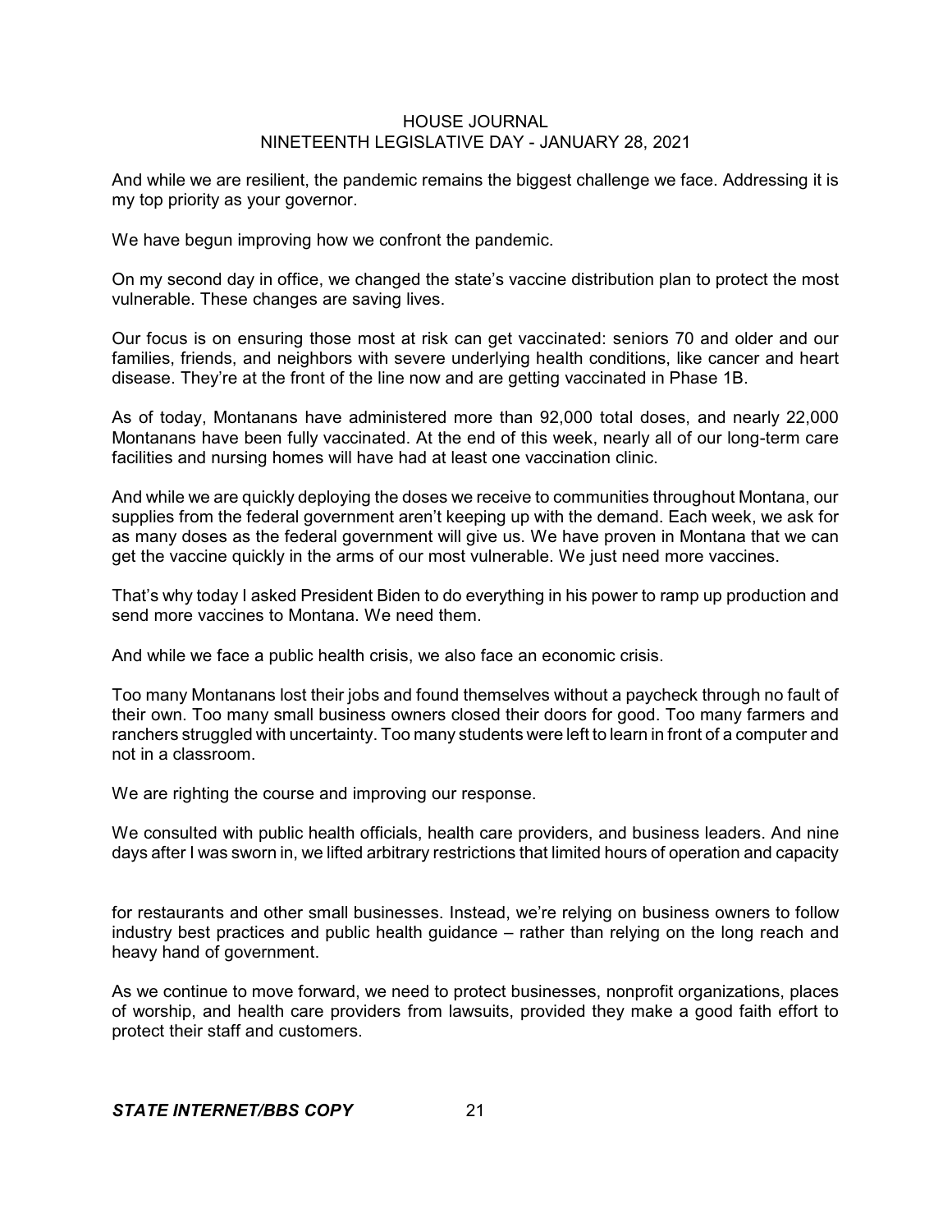And while we are resilient, the pandemic remains the biggest challenge we face. Addressing it is my top priority as your governor.

We have begun improving how we confront the pandemic.

On my second day in office, we changed the state's vaccine distribution plan to protect the most vulnerable. These changes are saving lives.

Our focus is on ensuring those most at risk can get vaccinated: seniors 70 and older and our families, friends, and neighbors with severe underlying health conditions, like cancer and heart disease. They're at the front of the line now and are getting vaccinated in Phase 1B.

As of today, Montanans have administered more than 92,000 total doses, and nearly 22,000 Montanans have been fully vaccinated. At the end of this week, nearly all of our long-term care facilities and nursing homes will have had at least one vaccination clinic.

And while we are quickly deploying the doses we receive to communities throughout Montana, our supplies from the federal government aren't keeping up with the demand. Each week, we ask for as many doses as the federal government will give us. We have proven in Montana that we can get the vaccine quickly in the arms of our most vulnerable. We just need more vaccines.

That's why today I asked President Biden to do everything in his power to ramp up production and send more vaccines to Montana. We need them.

And while we face a public health crisis, we also face an economic crisis.

Too many Montanans lost their jobs and found themselves without a paycheck through no fault of their own. Too many small business owners closed their doors for good. Too many farmers and ranchers struggled with uncertainty. Too many students were left to learn in front of a computer and not in a classroom.

We are righting the course and improving our response.

We consulted with public health officials, health care providers, and business leaders. And nine days after I was sworn in, we lifted arbitrary restrictions that limited hours of operation and capacity for restaurants and other small businesses. Instead, we're relying on business owners to follow industry best practices and public health guidance – rather than relying on the long reach and heavy hand of government.

As we continue to move forward, we need to protect businesses, nonprofit organizations, places of worship, and health care providers from lawsuits, provided they make a good faith effort to protect their staff and customers.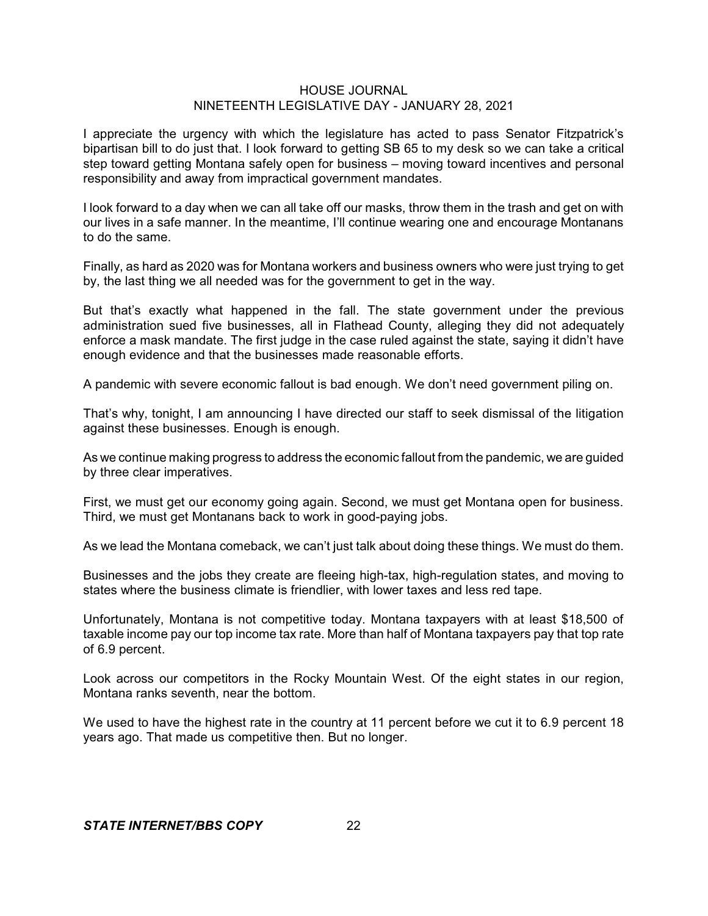I appreciate the urgency with which the legislature has acted to pass Senator Fitzpatrick's bipartisan bill to do just that. I look forward to getting SB 65 to my desk so we can take a critical step toward getting Montana safely open for business – moving toward incentives and personal responsibility and away from impractical government mandates.

I look forward to a day when we can all take off our masks, throw them in the trash and get on with our lives in a safe manner. In the meantime, I'll continue wearing one and encourage Montanans to do the same.

Finally, as hard as 2020 was for Montana workers and business owners who were just trying to get by, the last thing we all needed was for the government to get in the way.

But that's exactly what happened in the fall. The state government under the previous administration sued five businesses, all in Flathead County, alleging they did not adequately enforce a mask mandate. The first judge in the case ruled against the state, saying it didn't have enough evidence and that the businesses made reasonable efforts.

A pandemic with severe economic fallout is bad enough. We don't need government piling on.

That's why, tonight, I am announcing I have directed our staff to seek dismissal of the litigation against these businesses. Enough is enough.

As we continue making progress to address the economic fallout from the pandemic, we are guided by three clear imperatives.

First, we must get our economy going again. Second, we must get Montana open for business. Third, we must get Montanans back to work in good-paying jobs.

As we lead the Montana comeback, we can't just talk about doing these things. We must do them.

Businesses and the jobs they create are fleeing high-tax, high-regulation states, and moving to states where the business climate is friendlier, with lower taxes and less red tape.

Unfortunately, Montana is not competitive today. Montana taxpayers with at least $18,500 of taxable income pay our top income tax rate. More than half of Montana taxpayers pay that top rate of 6.9 percent.

Look across our competitors in the Rocky Mountain West. Of the eight states in our region, Montana ranks seventh, near the bottom.

We used to have the highest rate in the country at 11 percent before we cut it to 6.9 percent 18 years ago. That made us competitive then. But no longer.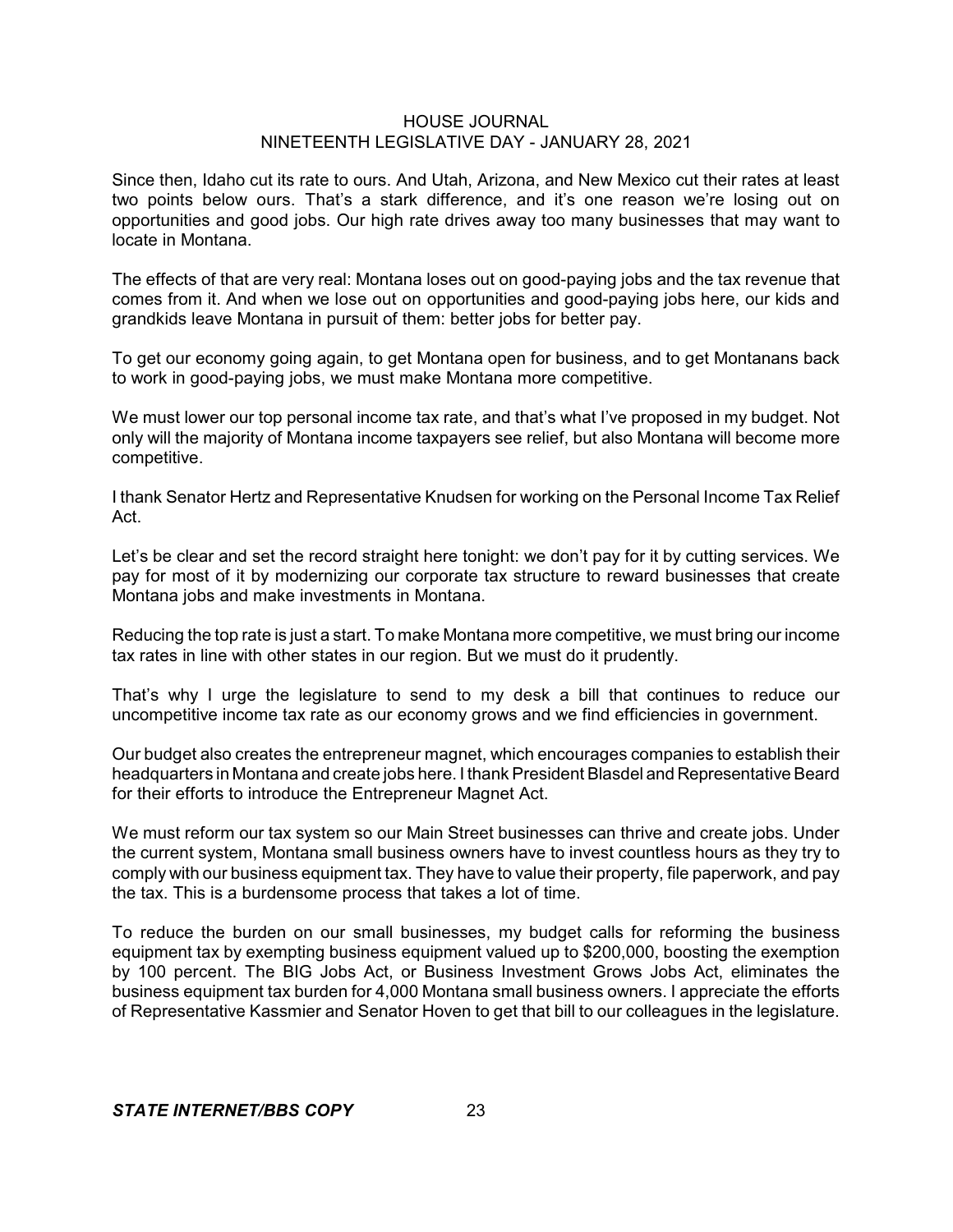Since then, Idaho cut its rate to ours. And Utah, Arizona, and New Mexico cut their rates at least two points below ours. That's a stark difference, and it's one reason we're losing out on opportunities and good jobs. Our high rate drives away too many businesses that may want to locate in Montana.

The effects of that are very real: Montana loses out on good-paying jobs and the tax revenue that comes from it. And when we lose out on opportunities and good-paying jobs here, our kids and grandkids leave Montana in pursuit of them: better jobs for better pay.

To get our economy going again, to get Montana open for business, and to get Montanans back to work in good-paying jobs, we must make Montana more competitive.

We must lower our top personal income tax rate, and that's what I've proposed in my budget. Not only will the majority of Montana income taxpayers see relief, but also Montana will become more competitive.

I thank Senator Hertz and Representative Knudsen for working on the Personal Income Tax Relief Act.

Let's be clear and set the record straight here tonight: we don't pay for it by cutting services. We pay for most of it by modernizing our corporate tax structure to reward businesses that create Montana jobs and make investments in Montana.

Reducing the top rate is just a start. To make Montana more competitive, we must bring our income tax rates in line with other states in our region. But we must do it prudently.

That's why I urge the legislature to send to my desk a bill that continues to reduce our uncompetitive income tax rate as our economy grows and we find efficiencies in government.

Our budget also creates the entrepreneur magnet, which encourages companies to establish their headquarters in Montana and create jobs here. I thank President Blasdel and Representative Beard for their efforts to introduce the Entrepreneur Magnet Act.

We must reform our tax system so our Main Street businesses can thrive and create jobs. Under the current system, Montana small business owners have to invest countless hours as they try to comply with our business equipment tax. They have to value their property, file paperwork, and pay the tax. This is a burdensome process that takes a lot of time.

To reduce the burden on our small businesses, my budget calls for reforming the business equipment tax by exempting business equipment valued up to $200,000, boosting the exemption by 100 percent. The BIG Jobs Act, or Business Investment Grows Jobs Act, eliminates the business equipment tax burden for 4,000 Montana small business owners. I appreciate the efforts of Representative Kassmier and Senator Hoven to get that bill to our colleagues in the legislature.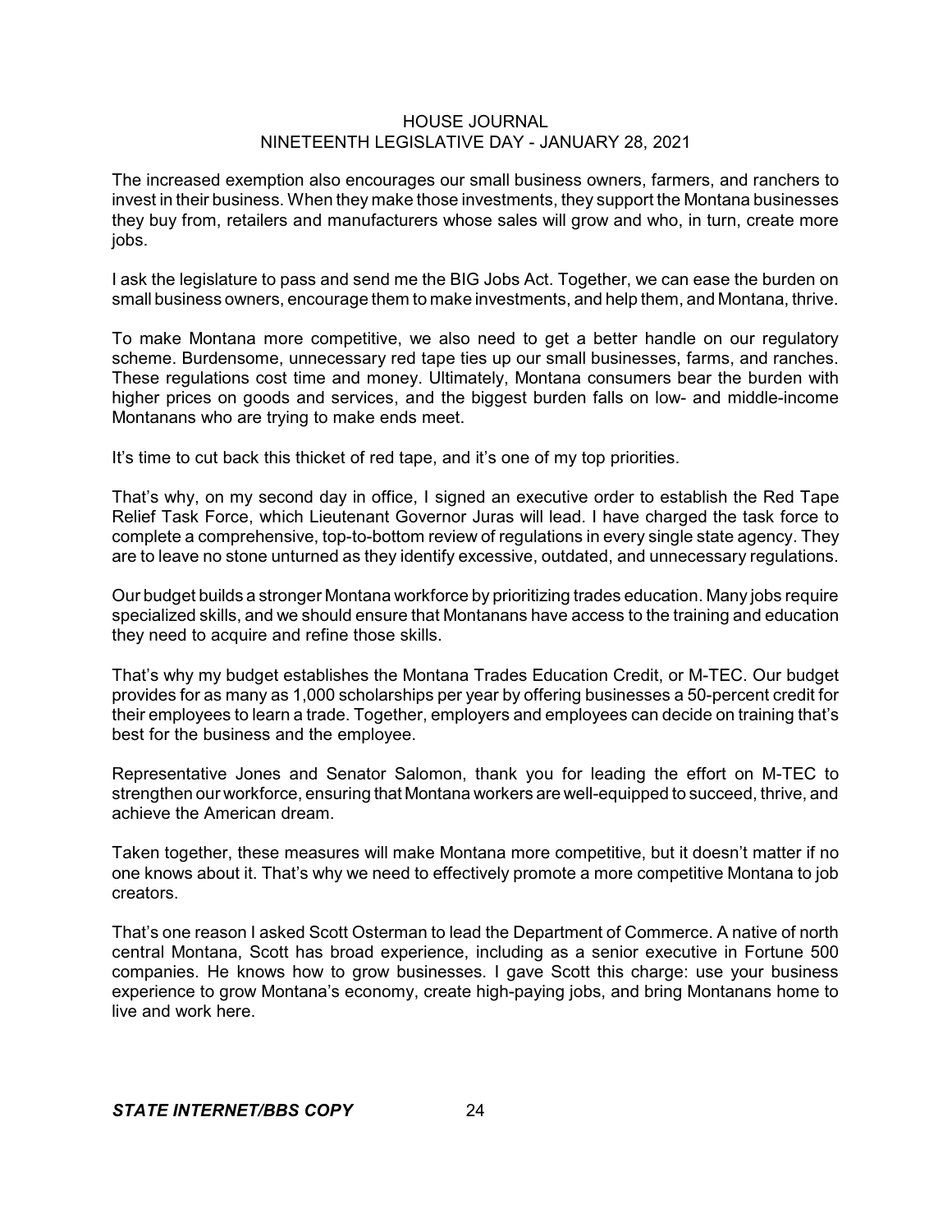The increased exemption also encourages our small business owners, farmers, and ranchers to invest in their business. When they make those investments, they support the Montana businesses they buy from, retailers and manufacturers whose sales will grow and who, in turn, create more jobs.

I ask the legislature to pass and send me the BIG Jobs Act. Together, we can ease the burden on small business owners, encourage them to make investments, and help them, and Montana, thrive.

To make Montana more competitive, we also need to get a better handle on our regulatory scheme. Burdensome, unnecessary red tape ties up our small businesses, farms, and ranches. These regulations cost time and money. Ultimately, Montana consumers bear the burden with higher prices on goods and services, and the biggest burden falls on low- and middle-income Montanans who are trying to make ends meet.

It's time to cut back this thicket of red tape, and it's one of my top priorities.

That's why, on my second day in office, I signed an executive order to establish the Red Tape Relief Task Force, which Lieutenant Governor Juras will lead. I have charged the task force to complete a comprehensive, top-to-bottom review of regulations in every single state agency. They are to leave no stone unturned as they identify excessive, outdated, and unnecessary regulations.

Our budget builds a stronger Montana workforce by prioritizing trades education. Many jobs require specialized skills, and we should ensure that Montanans have access to the training and education they need to acquire and refine those skills.

That's why my budget establishes the Montana Trades Education Credit, or M-TEC. Our budget provides for as many as 1,000 scholarships per year by offering businesses a 50-percent credit for their employees to learn a trade. Together, employers and employees can decide on training that's best for the business and the employee.

Representative Jones and Senator Salomon, thank you for leading the effort on M-TEC to strengthen our workforce, ensuring that Montana workers are well-equipped to succeed, thrive, and achieve the American dream.

Taken together, these measures will make Montana more competitive, but it doesn't matter if no one knows about it. That's why we need to effectively promote a more competitive Montana to job creators.

That's one reason I asked Scott Osterman to lead the Department of Commerce. A native of north central Montana, Scott has broad experience, including as a senior executive in Fortune 500 companies. He knows how to grow businesses. I gave Scott this charge: use your business experience to grow Montana's economy, create high-paying jobs, and bring Montanans home to live and work here.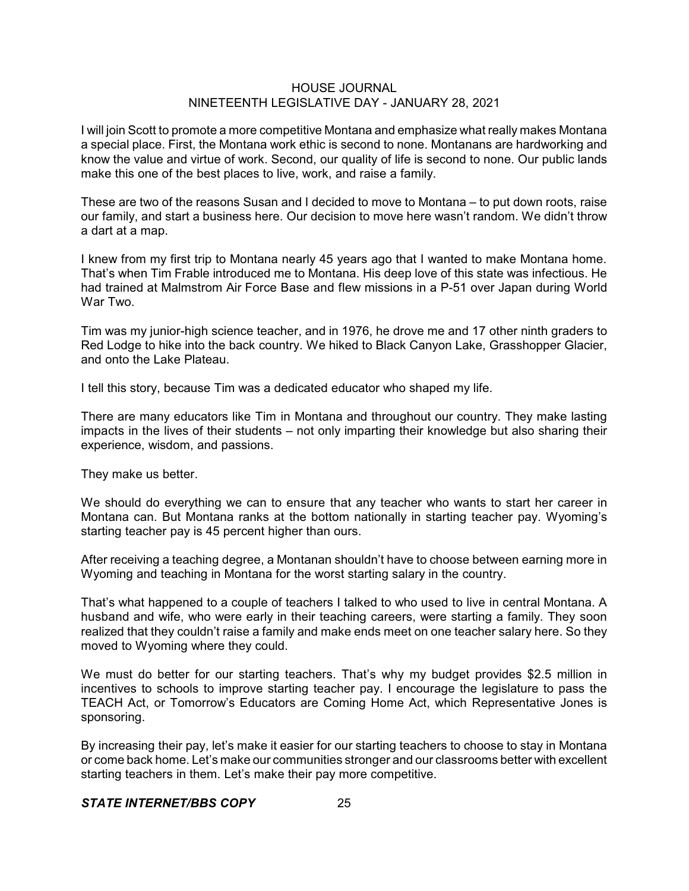I will join Scott to promote a more competitive Montana and emphasize what really makes Montana a special place. First, the Montana work ethic is second to none. Montanans are hardworking and know the value and virtue of work. Second, our quality of life is second to none. Our public lands make this one of the best places to live, work, and raise a family.

These are two of the reasons Susan and I decided to move to Montana – to put down roots, raise our family, and start a business here. Our decision to move here wasn't random. We didn't throw a dart at a map.

I knew from my first trip to Montana nearly 45 years ago that I wanted to make Montana home. That's when Tim Frable introduced me to Montana. His deep love of this state was infectious. He had trained at Malmstrom Air Force Base and flew missions in a P-51 over Japan during World War Two.

Tim was my junior-high science teacher, and in 1976, he drove me and 17 other ninth graders to Red Lodge to hike into the back country. We hiked to Black Canyon Lake, Grasshopper Glacier, and onto the Lake Plateau.

I tell this story, because Tim was a dedicated educator who shaped my life.

There are many educators like Tim in Montana and throughout our country. They make lasting impacts in the lives of their students – not only imparting their knowledge but also sharing their experience, wisdom, and passions.

They make us better.

We should do everything we can to ensure that any teacher who wants to start her career in Montana can. But Montana ranks at the bottom nationally in starting teacher pay. Wyoming's starting teacher pay is 45 percent higher than ours.

After receiving a teaching degree, a Montanan shouldn't have to choose between earning more in Wyoming and teaching in Montana for the worst starting salary in the country.

That's what happened to a couple of teachers I talked to who used to live in central Montana. A husband and wife, who were early in their teaching careers, were starting a family. They soon realized that they couldn't raise a family and make ends meet on one teacher salary here. So they moved to Wyoming where they could.

We must do better for our starting teachers. That's why my budget provides $2.5 million in incentives to schools to improve starting teacher pay. I encourage the legislature to pass the TEACH Act, or Tomorrow's Educators are Coming Home Act, which Representative Jones is sponsoring.

By increasing their pay, let's make it easier for our starting teachers to choose to stay in Montana or come back home. Let's make our communities stronger and our classrooms better with excellent starting teachers in them. Let's make their pay more competitive.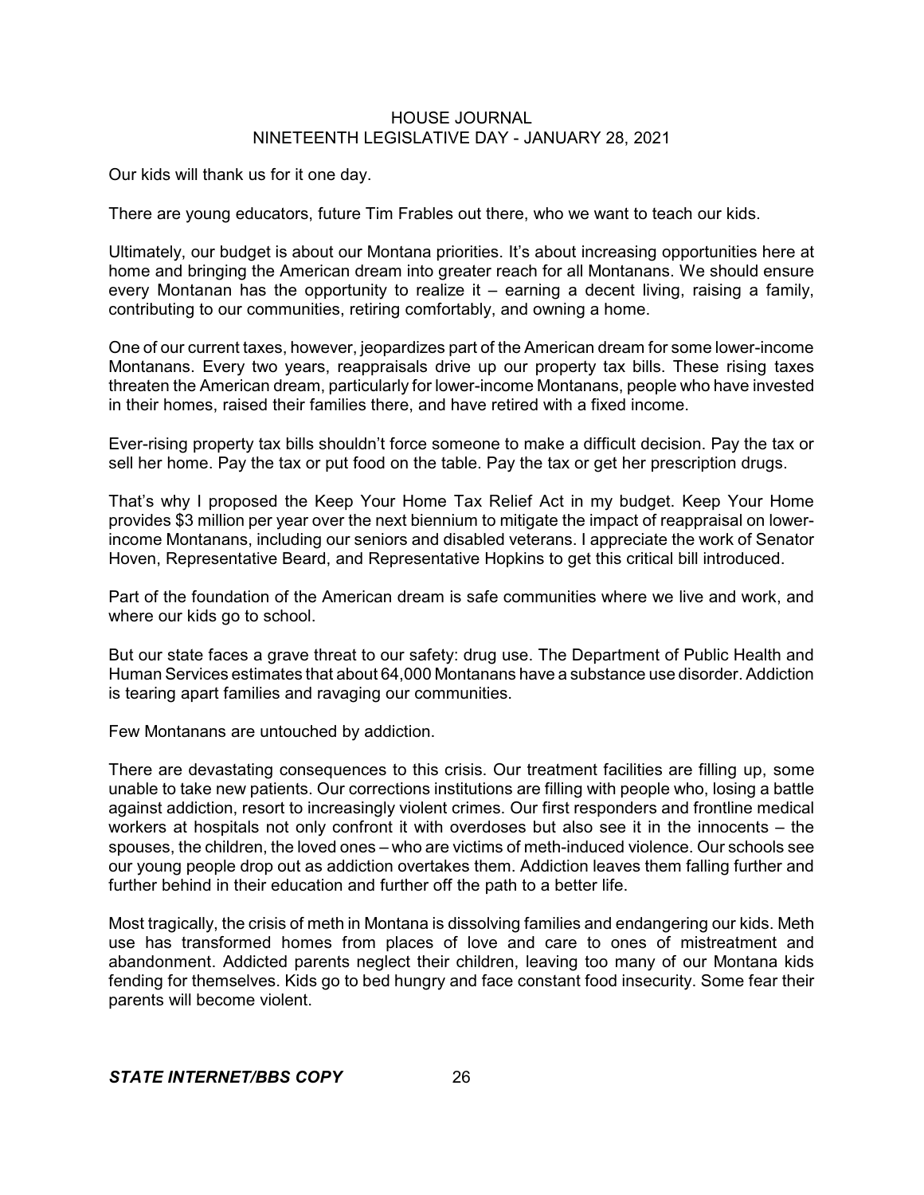Our kids will thank us for it one day.

There are young educators, future Tim Frables out there, who we want to teach our kids.

Ultimately, our budget is about our Montana priorities. It's about increasing opportunities here at home and bringing the American dream into greater reach for all Montanans. We should ensure every Montanan has the opportunity to realize it – earning a decent living, raising a family, contributing to our communities, retiring comfortably, and owning a home.

One of our current taxes, however, jeopardizes part of the American dream for some lower-income Montanans. Every two years, reappraisals drive up our property tax bills. These rising taxes threaten the American dream, particularly for lower-income Montanans, people who have invested in their homes, raised their families there, and have retired with a fixed income.

Ever-rising property tax bills shouldn't force someone to make a difficult decision. Pay the tax or sell her home. Pay the tax or put food on the table. Pay the tax or get her prescription drugs.

That's why I proposed the Keep Your Home Tax Relief Act in my budget. Keep Your Home provides $3 million per year over the next biennium to mitigate the impact of reappraisal on lower-income Montanans, including our seniors and disabled veterans. I appreciate the work of Senator Hoven, Representative Beard, and Representative Hopkins to get this critical bill introduced.

Part of the foundation of the American dream is safe communities where we live and work, and where our kids go to school.

But our state faces a grave threat to our safety: drug use. The Department of Public Health and Human Services estimates that about 64,000 Montanans have a substance use disorder. Addiction is tearing apart families and ravaging our communities.

Few Montanans are untouched by addiction.

There are devastating consequences to this crisis. Our treatment facilities are filling up, some unable to take new patients. Our corrections institutions are filling with people who, losing a battle against addiction, resort to increasingly violent crimes. Our first responders and frontline medical workers at hospitals not only confront it with overdoses but also see it in the innocents – the spouses, the children, the loved ones – who are victims of meth-induced violence. Our schools see our young people drop out as addiction overtakes them. Addiction leaves them falling further and further behind in their education and further off the path to a better life.

Most tragically, the crisis of meth in Montana is dissolving families and endangering our kids. Meth use has transformed homes from places of love and care to ones of mistreatment and abandonment. Addicted parents neglect their children, leaving too many of our Montana kids fending for themselves. Kids go to bed hungry and face constant food insecurity. Some fear their parents will become violent.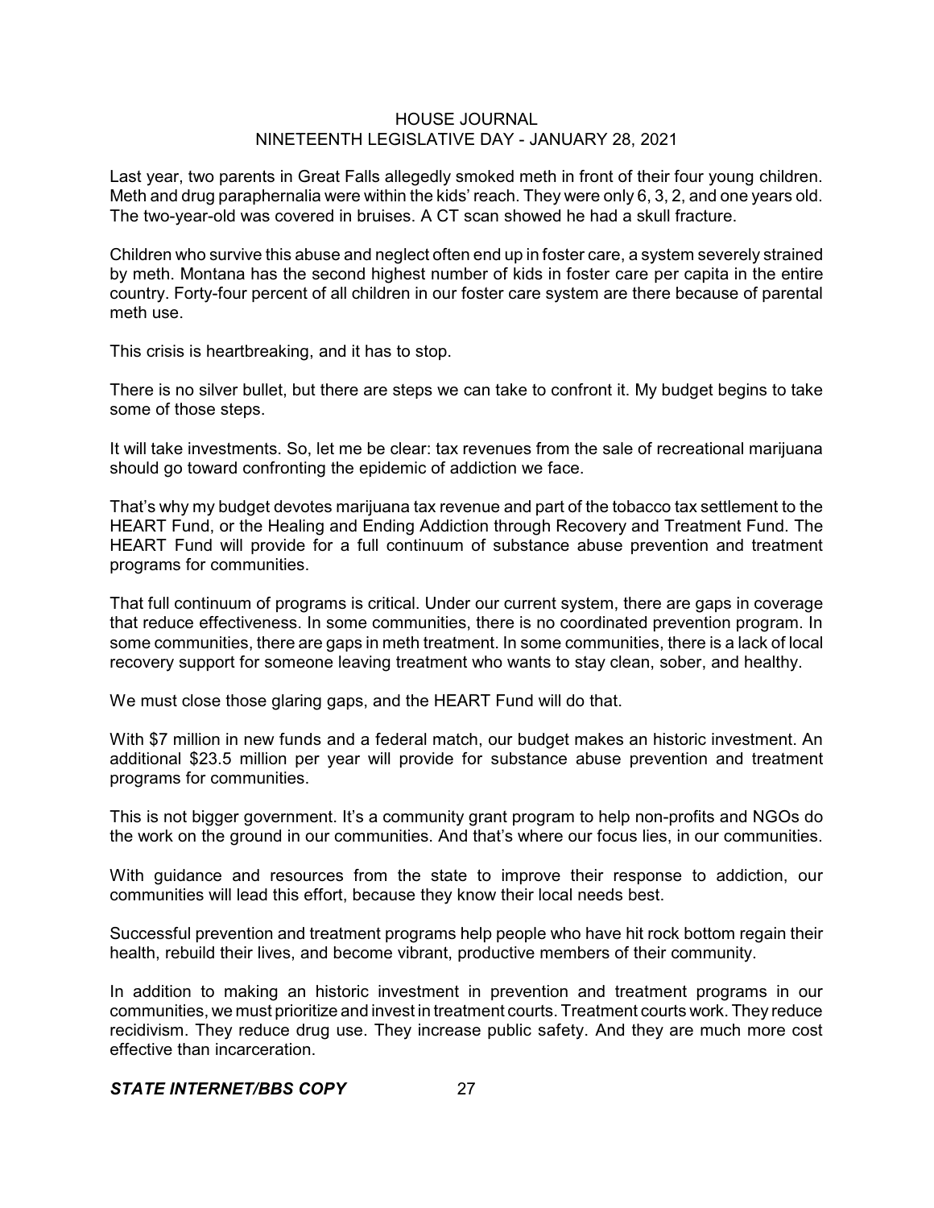Last year, two parents in Great Falls allegedly smoked meth in front of their four young children. Meth and drug paraphernalia were within the kids' reach. They were only 6, 3, 2, and one years old. The two-year-old was covered in bruises. A CT scan showed he had a skull fracture.

Children who survive this abuse and neglect often end up in foster care, a system severely strained by meth. Montana has the second highest number of kids in foster care per capita in the entire country. Forty-four percent of all children in our foster care system are there because of parental meth use.

This crisis is heartbreaking, and it has to stop.

There is no silver bullet, but there are steps we can take to confront it. My budget begins to take some of those steps.

It will take investments. So, let me be clear: tax revenues from the sale of recreational marijuana should go toward confronting the epidemic of addiction we face.

That's why my budget devotes marijuana tax revenue and part of the tobacco tax settlement to the HEART Fund, or the Healing and Ending Addiction through Recovery and Treatment Fund. The HEART Fund will provide for a full continuum of substance abuse prevention and treatment programs for communities.

That full continuum of programs is critical. Under our current system, there are gaps in coverage that reduce effectiveness. In some communities, there is no coordinated prevention program. In some communities, there are gaps in meth treatment. In some communities, there is a lack of local recovery support for someone leaving treatment who wants to stay clean, sober, and healthy.

We must close those glaring gaps, and the HEART Fund will do that.

With $7 million in new funds and a federal match, our budget makes an historic investment. An additional $23.5 million per year will provide for substance abuse prevention and treatment programs for communities.

This is not bigger government. It's a community grant program to help non-profits and NGOs do the work on the ground in our communities. And that's where our focus lies, in our communities.

With guidance and resources from the state to improve their response to addiction, our communities will lead this effort, because they know their local needs best.

Successful prevention and treatment programs help people who have hit rock bottom regain their health, rebuild their lives, and become vibrant, productive members of their community.

In addition to making an historic investment in prevention and treatment programs in our communities, we must prioritize and invest in treatment courts. Treatment courts work. They reduce recidivism. They reduce drug use. They increase public safety. And they are much more cost effective than incarceration.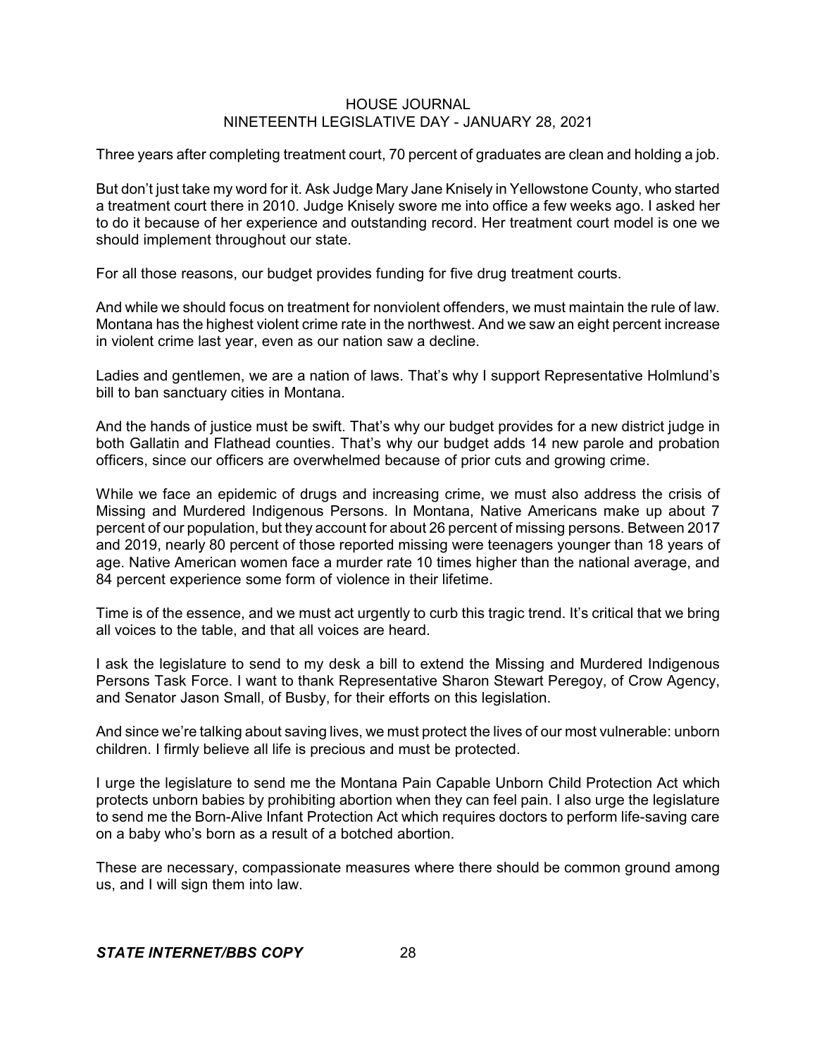Three years after completing treatment court, 70 percent of graduates are clean and holding a job.

But don't just take my word for it. Ask Judge Mary Jane Knisely in Yellowstone County, who started a treatment court there in 2010. Judge Knisely swore me into office a few weeks ago. I asked her to do it because of her experience and outstanding record. Her treatment court model is one we should implement throughout our state.

For all those reasons, our budget provides funding for five drug treatment courts.

And while we should focus on treatment for nonviolent offenders, we must maintain the rule of law. Montana has the highest violent crime rate in the northwest. And we saw an eight percent increase in violent crime last year, even as our nation saw a decline.

Ladies and gentlemen, we are a nation of laws. That's why I support Representative Holmlund's bill to ban sanctuary cities in Montana.

And the hands of justice must be swift. That's why our budget provides for a new district judge in both Gallatin and Flathead counties. That's why our budget adds 14 new parole and probation officers, since our officers are overwhelmed because of prior cuts and growing crime.

While we face an epidemic of drugs and increasing crime, we must also address the crisis of Missing and Murdered Indigenous Persons. In Montana, Native Americans make up about 7 percent of our population, but they account for about 26 percent of missing persons. Between 2017 and 2019, nearly 80 percent of those reported missing were teenagers younger than 18 years of age. Native American women face a murder rate 10 times higher than the national average, and 84 percent experience some form of violence in their lifetime.

Time is of the essence, and we must act urgently to curb this tragic trend. It's critical that we bring all voices to the table, and that all voices are heard.

I ask the legislature to send to my desk a bill to extend the Missing and Murdered Indigenous Persons Task Force. I want to thank Representative Sharon Stewart Peregoy, of Crow Agency, and Senator Jason Small, of Busby, for their efforts on this legislation.

And since we're talking about saving lives, we must protect the lives of our most vulnerable: unborn children. I firmly believe all life is precious and must be protected.

I urge the legislature to send me the Montana Pain Capable Unborn Child Protection Act which protects unborn babies by prohibiting abortion when they can feel pain. I also urge the legislature to send me the Born-Alive Infant Protection Act which requires doctors to perform life-saving care on a baby who's born as a result of a botched abortion.

These are necessary, compassionate measures where there should be common ground among us, and I will sign them into law.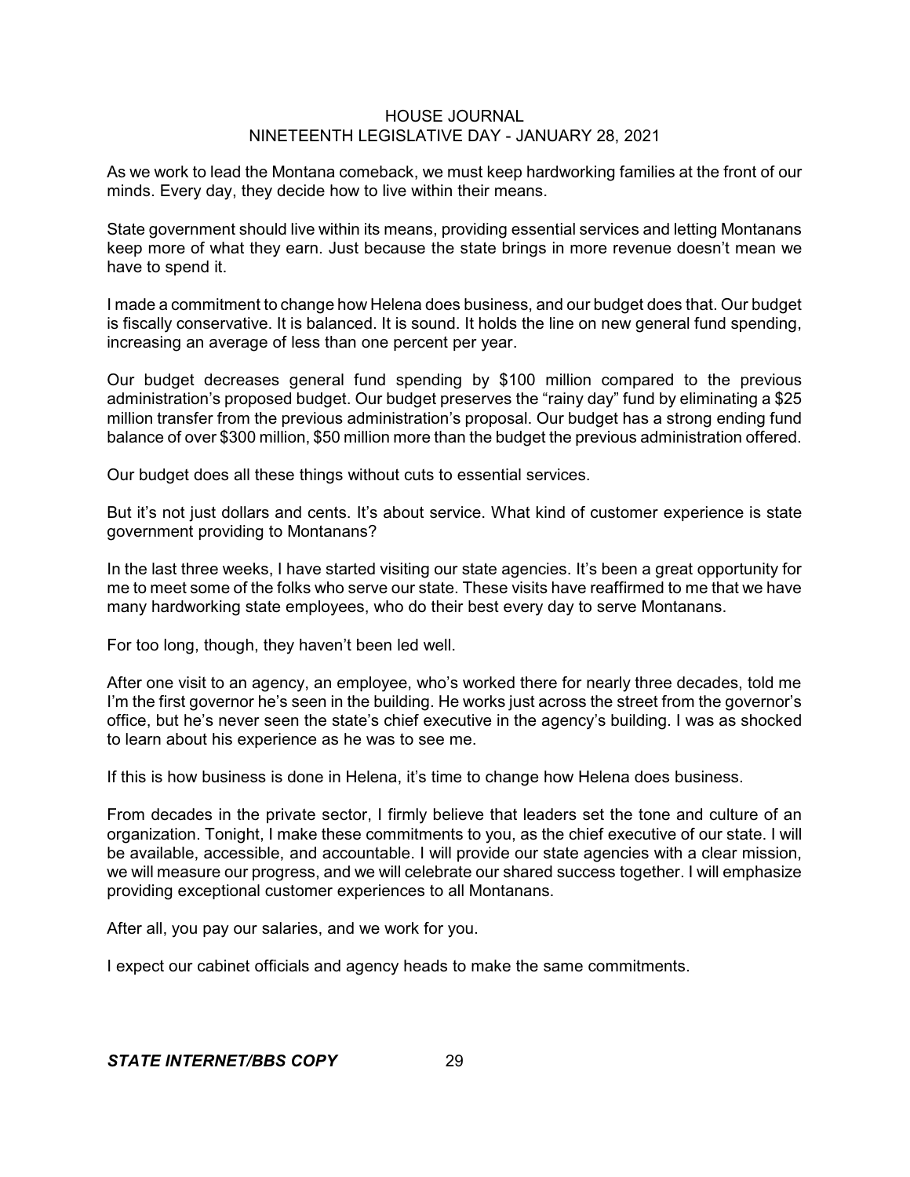As we work to lead the Montana comeback, we must keep hardworking families at the front of our minds. Every day, they decide how to live within their means.

State government should live within its means, providing essential services and letting Montanans keep more of what they earn. Just because the state brings in more revenue doesn't mean we have to spend it.

I made a commitment to change how Helena does business, and our budget does that. Our budget is fiscally conservative. It is balanced. It is sound. It holds the line on new general fund spending, increasing an average of less than one percent per year.

Our budget decreases general fund spending by $100 million compared to the previous administration's proposed budget. Our budget preserves the "rainy day" fund by eliminating a $25 million transfer from the previous administration's proposal. Our budget has a strong ending fund balance of over $300 million, $50 million more than the budget the previous administration offered.

Our budget does all these things without cuts to essential services.

But it's not just dollars and cents. It's about service. What kind of customer experience is state government providing to Montanans?

In the last three weeks, I have started visiting our state agencies. It's been a great opportunity for me to meet some of the folks who serve our state. These visits have reaffirmed to me that we have many hardworking state employees, who do their best every day to serve Montanans.

For too long, though, they haven't been led well.

After one visit to an agency, an employee, who's worked there for nearly three decades, told me I'm the first governor he's seen in the building. He works just across the street from the governor's office, but he's never seen the state's chief executive in the agency's building. I was as shocked to learn about his experience as he was to see me.

If this is how business is done in Helena, it's time to change how Helena does business.

From decades in the private sector, I firmly believe that leaders set the tone and culture of an organization. Tonight, I make these commitments to you, as the chief executive of our state. I will be available, accessible, and accountable. I will provide our state agencies with a clear mission, we will measure our progress, and we will celebrate our shared success together. I will emphasize providing exceptional customer experiences to all Montanans.

After all, you pay our salaries, and we work for you.

I expect our cabinet officials and agency heads to make the same commitments.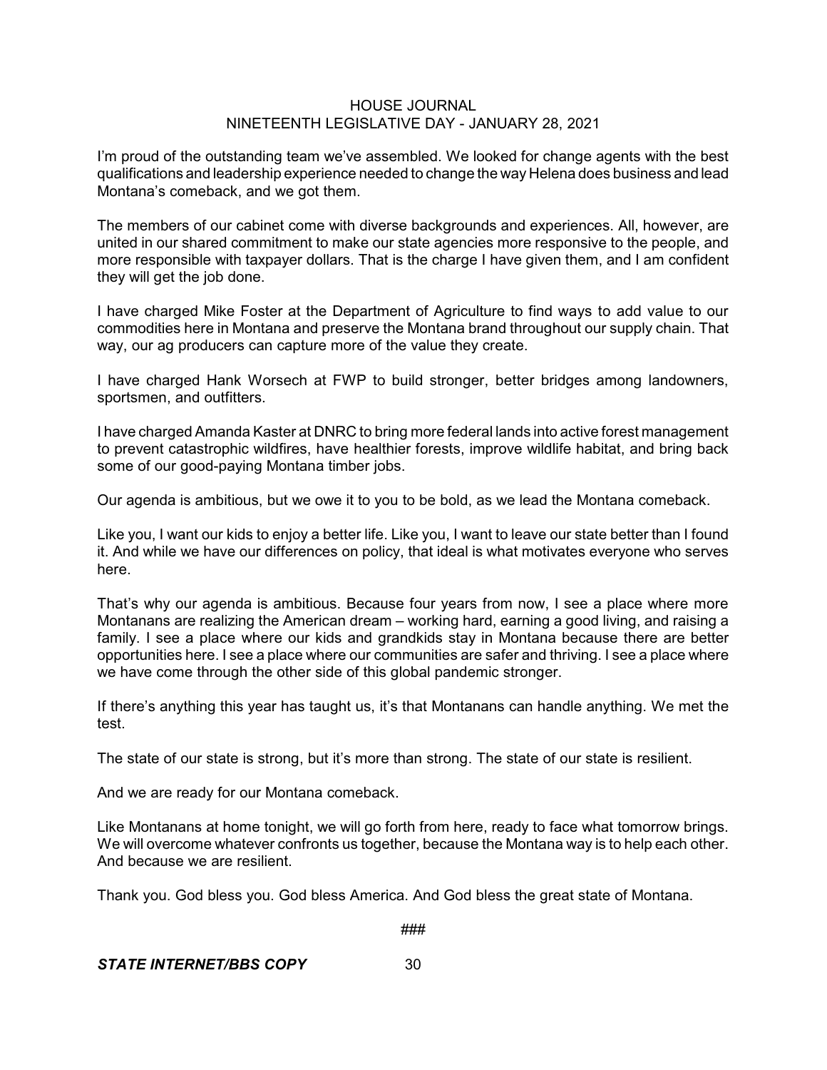I'm proud of the outstanding team we've assembled. We looked for change agents with the best qualifications and leadership experience needed to change the way Helena does business and lead Montana's comeback, and we got them.

The members of our cabinet come with diverse backgrounds and experiences. All, however, are united in our shared commitment to make our state agencies more responsive to the people, and more responsible with taxpayer dollars. That is the charge I have given them, and I am confident they will get the job done.

I have charged Mike Foster at the Department of Agriculture to find ways to add value to our commodities here in Montana and preserve the Montana brand throughout our supply chain. That way, our ag producers can capture more of the value they create.

I have charged Hank Worsech at FWP to build stronger, better bridges among landowners, sportsmen, and outfitters.

I have charged Amanda Kaster at DNRC to bring more federal lands into active forest management to prevent catastrophic wildfires, have healthier forests, improve wildlife habitat, and bring back some of our good-paying Montana timber jobs.

Our agenda is ambitious, but we owe it to you to be bold, as we lead the Montana comeback.

Like you, I want our kids to enjoy a better life. Like you, I want to leave our state better than I found it. And while we have our differences on policy, that ideal is what motivates everyone who serves here.

That's why our agenda is ambitious. Because four years from now, I see a place where more Montanans are realizing the American dream – working hard, earning a good living, and raising a family. I see a place where our kids and grandkids stay in Montana because there are better opportunities here. I see a place where our communities are safer and thriving. I see a place where we have come through the other side of this global pandemic stronger.

If there's anything this year has taught us, it's that Montanans can handle anything. We met the test.

The state of our state is strong, but it's more than strong. The state of our state is resilient.

And we are ready for our Montana comeback.

Like Montanans at home tonight, we will go forth from here, ready to face what tomorrow brings. We will overcome whatever confronts us together, because the Montana way is to help each other. And because we are resilient.

Thank you. God bless you. God bless America. And God bless the great state of Montana.

###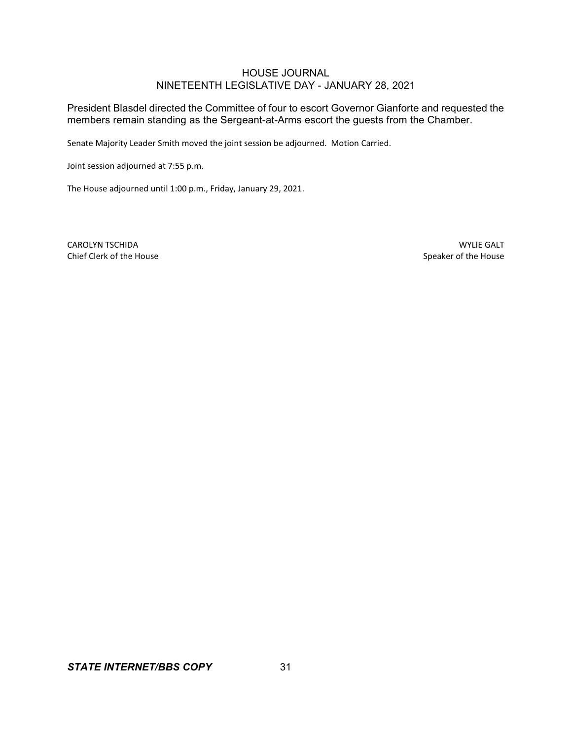President Blasdel directed the Committee of four to escort Governor Gianforte and requested the members remain standing as the Sergeant-at-Arms escort the guests from the Chamber.

Senate Majority Leader Smith moved the joint session be adjourned. Motion Carried.

Joint session adjourned at 7:55 p.m.

The House adjourned until 1:00 p.m., Friday, January 29, 2021.

| | |
|---|---|
| CAROLYN TSCHIDA | WYLIE GALT |
| Chief Clerk of the House | Speaker of the House |